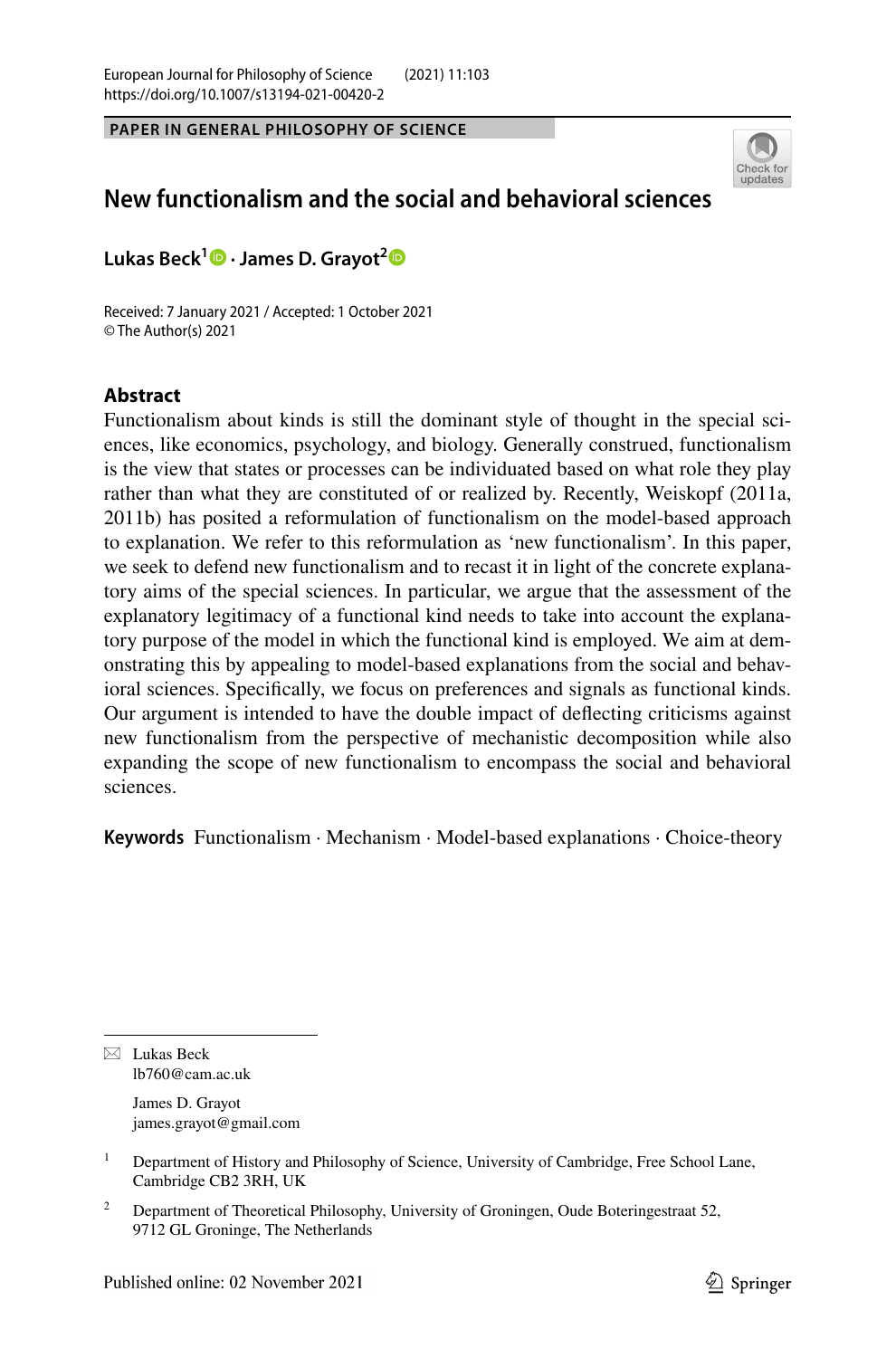PAPER IN GENERAL PHILOSOPHY OF SCIENCE

# New functionalism and the social and behavioral sciences

**Lukas Beck[1] · James D. Grayot[2]**

Received: 7 January 2021 / Accepted: 1 October 2021
© The Author(s) 2021

## Abstract

Functionalism about kinds is still the dominant style of thought in the special sciences, like economics, psychology, and biology. Generally construed, functionalism is the view that states or processes can be individuated based on what role they play rather than what they are constituted of or realized by. Recently, Weiskopf (2011a, 2011b) has posited a reformulation of functionalism on the model-based approach to explanation. We refer to this reformulation as 'new functionalism'. In this paper, we seek to defend new functionalism and to recast it in light of the concrete explanatory aims of the special sciences. In particular, we argue that the assessment of the explanatory legitimacy of a functional kind needs to take into account the explanatory purpose of the model in which the functional kind is employed. We aim at demonstrating this by appealing to model-based explanations from the social and behavioral sciences. Specifically, we focus on preferences and signals as functional kinds. Our argument is intended to have the double impact of deflecting criticisms against new functionalism from the perspective of mechanistic decomposition while also expanding the scope of new functionalism to encompass the social and behavioral sciences.

**Keywords** Functionalism · Mechanism · Model-based explanations · Choice-theory

---

✉ Lukas Beck
lb760@cam.ac.uk

James D. Grayot
james.grayot@gmail.com

[1] Department of History and Philosophy of Science, University of Cambridge, Free School Lane, Cambridge CB2 3RH, UK

[2] Department of Theoretical Philosophy, University of Groningen, Oude Boteringestraat 52, 9712 GL Groninge, The Netherlands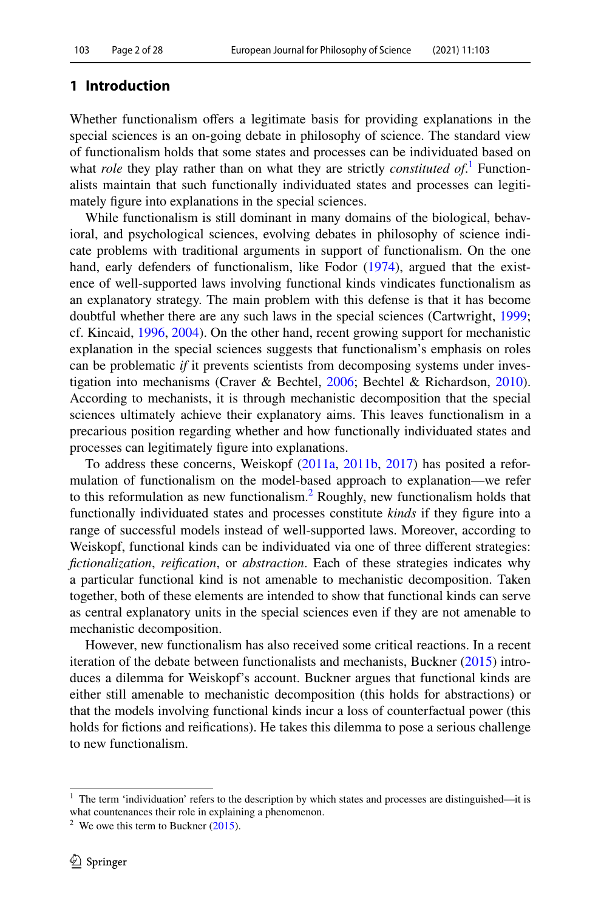## 1 Introduction

Whether functionalism offers a legitimate basis for providing explanations in the special sciences is an on-going debate in philosophy of science. The standard view of functionalism holds that some states and processes can be individuated based on what *role* they play rather than on what they are strictly *constituted of*.[1] Functionalists maintain that such functionally individuated states and processes can legitimately figure into explanations in the special sciences.

While functionalism is still dominant in many domains of the biological, behavioral, and psychological sciences, evolving debates in philosophy of science indicate problems with traditional arguments in support of functionalism. On the one hand, early defenders of functionalism, like Fodor (1974), argued that the existence of well-supported laws involving functional kinds vindicates functionalism as an explanatory strategy. The main problem with this defense is that it has become doubtful whether there are any such laws in the special sciences (Cartwright, 1999; cf. Kincaid, 1996, 2004). On the other hand, recent growing support for mechanistic explanation in the special sciences suggests that functionalism's emphasis on roles can be problematic *if* it prevents scientists from decomposing systems under investigation into mechanisms (Craver & Bechtel, 2006; Bechtel & Richardson, 2010). According to mechanists, it is through mechanistic decomposition that the special sciences ultimately achieve their explanatory aims. This leaves functionalism in a precarious position regarding whether and how functionally individuated states and processes can legitimately figure into explanations.

To address these concerns, Weiskopf (2011a, 2011b, 2017) has posited a reformulation of functionalism on the model-based approach to explanation—we refer to this reformulation as new functionalism.[2] Roughly, new functionalism holds that functionally individuated states and processes constitute *kinds* if they figure into a range of successful models instead of well-supported laws. Moreover, according to Weiskopf, functional kinds can be individuated via one of three different strategies: *fictionalization*, *reification*, or *abstraction*. Each of these strategies indicates why a particular functional kind is not amenable to mechanistic decomposition. Taken together, both of these elements are intended to show that functional kinds can serve as central explanatory units in the special sciences even if they are not amenable to mechanistic decomposition.

However, new functionalism has also received some critical reactions. In a recent iteration of the debate between functionalists and mechanists, Buckner (2015) introduces a dilemma for Weiskopf's account. Buckner argues that functional kinds are either still amenable to mechanistic decomposition (this holds for abstractions) or that the models involving functional kinds incur a loss of counterfactual power (this holds for fictions and reifications). He takes this dilemma to pose a serious challenge to new functionalism.

---

[1] The term 'individuation' refers to the description by which states and processes are distinguished—it is what countenances their role in explaining a phenomenon.

[2] We owe this term to Buckner (2015).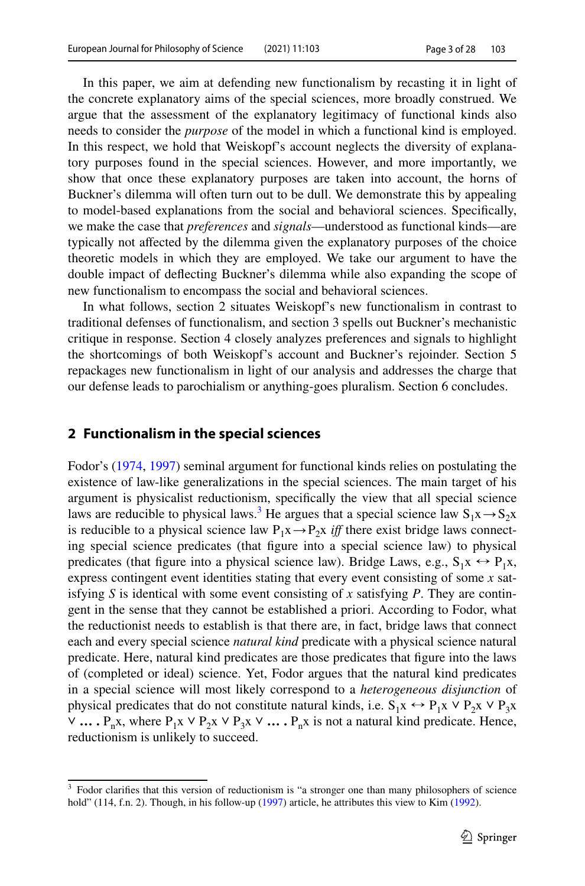In this paper, we aim at defending new functionalism by recasting it in light of the concrete explanatory aims of the special sciences, more broadly construed. We argue that the assessment of the explanatory legitimacy of functional kinds also needs to consider the *purpose* of the model in which a functional kind is employed. In this respect, we hold that Weiskopf's account neglects the diversity of explanatory purposes found in the special sciences. However, and more importantly, we show that once these explanatory purposes are taken into account, the horns of Buckner's dilemma will often turn out to be dull. We demonstrate this by appealing to model-based explanations from the social and behavioral sciences. Specifically, we make the case that *preferences* and *signals*—understood as functional kinds—are typically not affected by the dilemma given the explanatory purposes of the choice theoretic models in which they are employed. We take our argument to have the double impact of deflecting Buckner's dilemma while also expanding the scope of new functionalism to encompass the social and behavioral sciences.

In what follows, section 2 situates Weiskopf's new functionalism in contrast to traditional defenses of functionalism, and section 3 spells out Buckner's mechanistic critique in response. Section 4 closely analyzes preferences and signals to highlight the shortcomings of both Weiskopf's account and Buckner's rejoinder. Section 5 repackages new functionalism in light of our analysis and addresses the charge that our defense leads to parochialism or anything-goes pluralism. Section 6 concludes.

## 2 Functionalism in the special sciences

Fodor's (1974, 1997) seminal argument for functional kinds relies on postulating the existence of law-like generalizations in the special sciences. The main target of his argument is physicalist reductionism, specifically the view that all special science laws are reducible to physical laws.[3] He argues that a special science law $S_1x \rightarrow S_2x$ is reducible to a physical science law $P_1x \rightarrow P_2x$ *iff* there exist bridge laws connecting special science predicates (that figure into a special science law) to physical predicates (that figure into a physical science law). Bridge Laws, e.g., $S_1x \leftrightarrow P_1x$, express contingent event identities stating that every event consisting of some *x* satisfying *S* is identical with some event consisting of *x* satisfying *P*. They are contingent in the sense that they cannot be established a priori. According to Fodor, what the reductionist needs to establish is that there are, in fact, bridge laws that connect each and every special science *natural kind* predicate with a physical science natural predicate. Here, natural kind predicates are those predicates that figure into the laws of (completed or ideal) science. Yet, Fodor argues that the natural kind predicates in a special science will most likely correspond to a *heterogeneous disjunction* of physical predicates that do not constitute natural kinds, i.e. $S_1x \leftrightarrow P_1x \vee P_2x \vee P_3x \vee \ldots P_nx$, where $P_1x \vee P_2x \vee P_3x \vee \ldots P_nx$ is not a natural kind predicate. Hence, reductionism is unlikely to succeed.

[3] Fodor clarifies that this version of reductionism is "a stronger one than many philosophers of science hold" (114, f.n. 2). Though, in his follow-up (1997) article, he attributes this view to Kim (1992).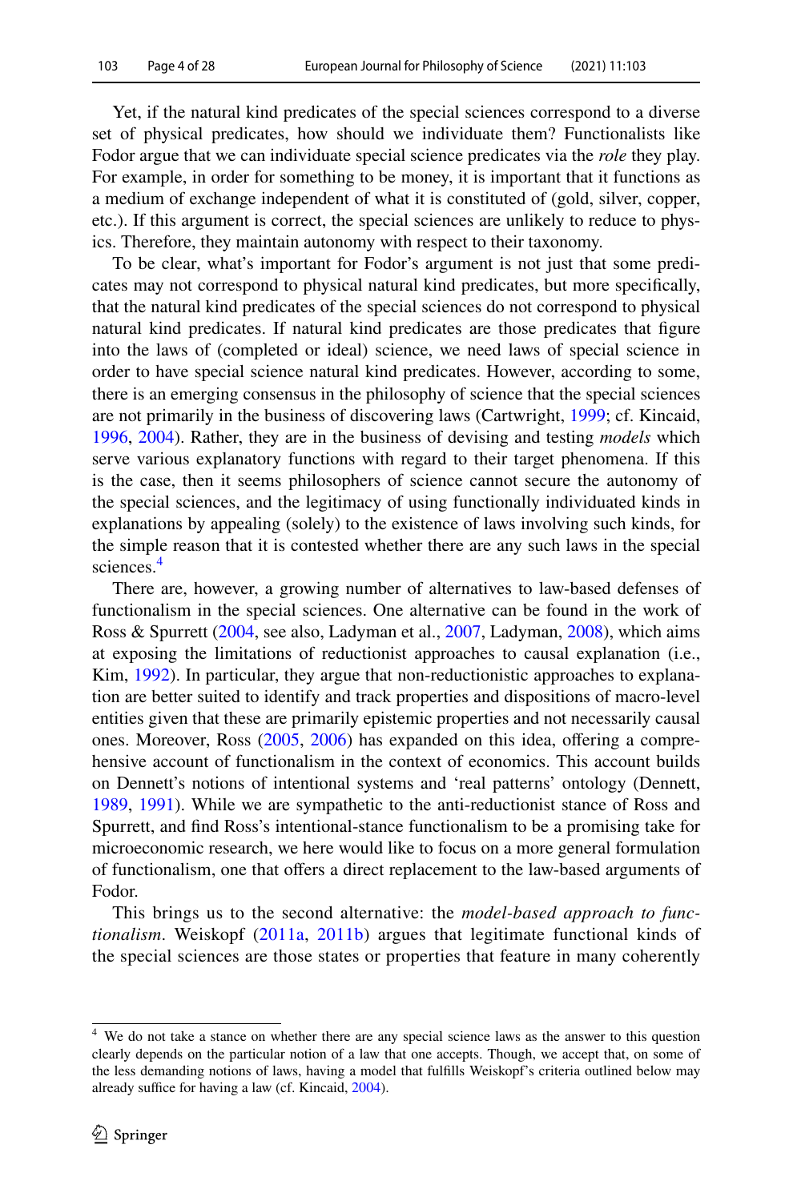Yet, if the natural kind predicates of the special sciences correspond to a diverse set of physical predicates, how should we individuate them? Functionalists like Fodor argue that we can individuate special science predicates via the *role* they play. For example, in order for something to be money, it is important that it functions as a medium of exchange independent of what it is constituted of (gold, silver, copper, etc.). If this argument is correct, the special sciences are unlikely to reduce to physics. Therefore, they maintain autonomy with respect to their taxonomy.

To be clear, what's important for Fodor's argument is not just that some predicates may not correspond to physical natural kind predicates, but more specifically, that the natural kind predicates of the special sciences do not correspond to physical natural kind predicates. If natural kind predicates are those predicates that figure into the laws of (completed or ideal) science, we need laws of special science in order to have special science natural kind predicates. However, according to some, there is an emerging consensus in the philosophy of science that the special sciences are not primarily in the business of discovering laws (Cartwright, 1999; cf. Kincaid, 1996, 2004). Rather, they are in the business of devising and testing *models* which serve various explanatory functions with regard to their target phenomena. If this is the case, then it seems philosophers of science cannot secure the autonomy of the special sciences, and the legitimacy of using functionally individuated kinds in explanations by appealing (solely) to the existence of laws involving such kinds, for the simple reason that it is contested whether there are any such laws in the special sciences.[4]

There are, however, a growing number of alternatives to law-based defenses of functionalism in the special sciences. One alternative can be found in the work of Ross & Spurrett (2004, see also, Ladyman et al., 2007, Ladyman, 2008), which aims at exposing the limitations of reductionist approaches to causal explanation (i.e., Kim, 1992). In particular, they argue that non-reductionistic approaches to explanation are better suited to identify and track properties and dispositions of macro-level entities given that these are primarily epistemic properties and not necessarily causal ones. Moreover, Ross (2005, 2006) has expanded on this idea, offering a comprehensive account of functionalism in the context of economics. This account builds on Dennett's notions of intentional systems and 'real patterns' ontology (Dennett, 1989, 1991). While we are sympathetic to the anti-reductionist stance of Ross and Spurrett, and find Ross's intentional-stance functionalism to be a promising take for microeconomic research, we here would like to focus on a more general formulation of functionalism, one that offers a direct replacement to the law-based arguments of Fodor.

This brings us to the second alternative: the *model-based approach to functionalism*. Weiskopf (2011a, 2011b) argues that legitimate functional kinds of the special sciences are those states or properties that feature in many coherently

[4] We do not take a stance on whether there are any special science laws as the answer to this question clearly depends on the particular notion of a law that one accepts. Though, we accept that, on some of the less demanding notions of laws, having a model that fulfills Weiskopf's criteria outlined below may already suffice for having a law (cf. Kincaid, 2004).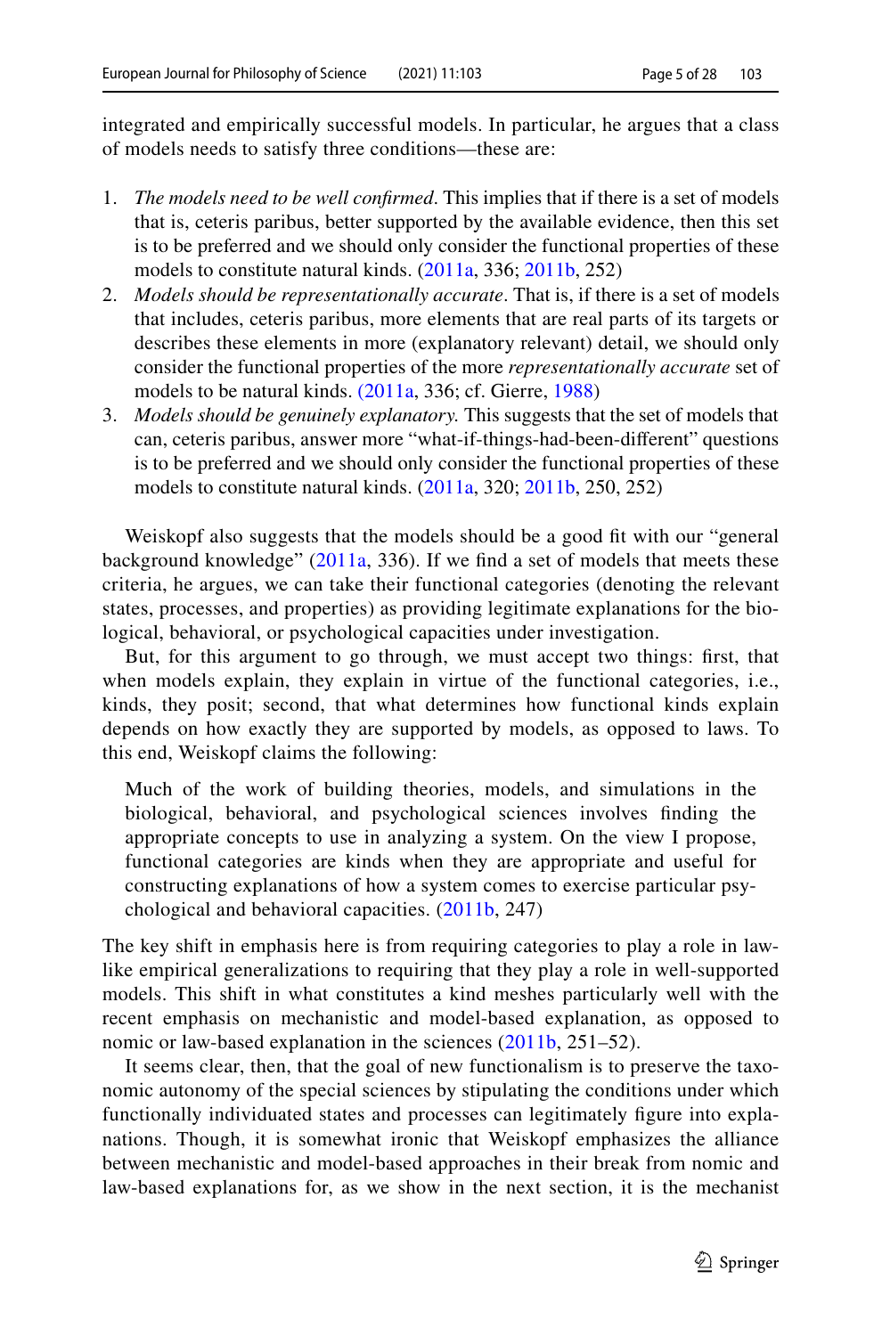integrated and empirically successful models. In particular, he argues that a class of models needs to satisfy three conditions—these are:

1. *The models need to be well confirmed*. This implies that if there is a set of models that is, ceteris paribus, better supported by the available evidence, then this set is to be preferred and we should only consider the functional properties of these models to constitute natural kinds. (2011a, 336; 2011b, 252)
2. *Models should be representationally accurate*. That is, if there is a set of models that includes, ceteris paribus, more elements that are real parts of its targets or describes these elements in more (explanatory relevant) detail, we should only consider the functional properties of the more *representationally accurate* set of models to be natural kinds. (2011a, 336; cf. Gierre, 1988)
3. *Models should be genuinely explanatory.* This suggests that the set of models that can, ceteris paribus, answer more "what-if-things-had-been-different" questions is to be preferred and we should only consider the functional properties of these models to constitute natural kinds. (2011a, 320; 2011b, 250, 252)

Weiskopf also suggests that the models should be a good fit with our "general background knowledge" (2011a, 336). If we find a set of models that meets these criteria, he argues, we can take their functional categories (denoting the relevant states, processes, and properties) as providing legitimate explanations for the biological, behavioral, or psychological capacities under investigation.

But, for this argument to go through, we must accept two things: first, that when models explain, they explain in virtue of the functional categories, i.e., kinds, they posit; second, that what determines how functional kinds explain depends on how exactly they are supported by models, as opposed to laws. To this end, Weiskopf claims the following:

> Much of the work of building theories, models, and simulations in the biological, behavioral, and psychological sciences involves finding the appropriate concepts to use in analyzing a system. On the view I propose, functional categories are kinds when they are appropriate and useful for constructing explanations of how a system comes to exercise particular psychological and behavioral capacities. (2011b, 247)

The key shift in emphasis here is from requiring categories to play a role in law-like empirical generalizations to requiring that they play a role in well-supported models. This shift in what constitutes a kind meshes particularly well with the recent emphasis on mechanistic and model-based explanation, as opposed to nomic or law-based explanation in the sciences (2011b, 251–52).

It seems clear, then, that the goal of new functionalism is to preserve the taxonomic autonomy of the special sciences by stipulating the conditions under which functionally individuated states and processes can legitimately figure into explanations. Though, it is somewhat ironic that Weiskopf emphasizes the alliance between mechanistic and model-based approaches in their break from nomic and law-based explanations for, as we show in the next section, it is the mechanist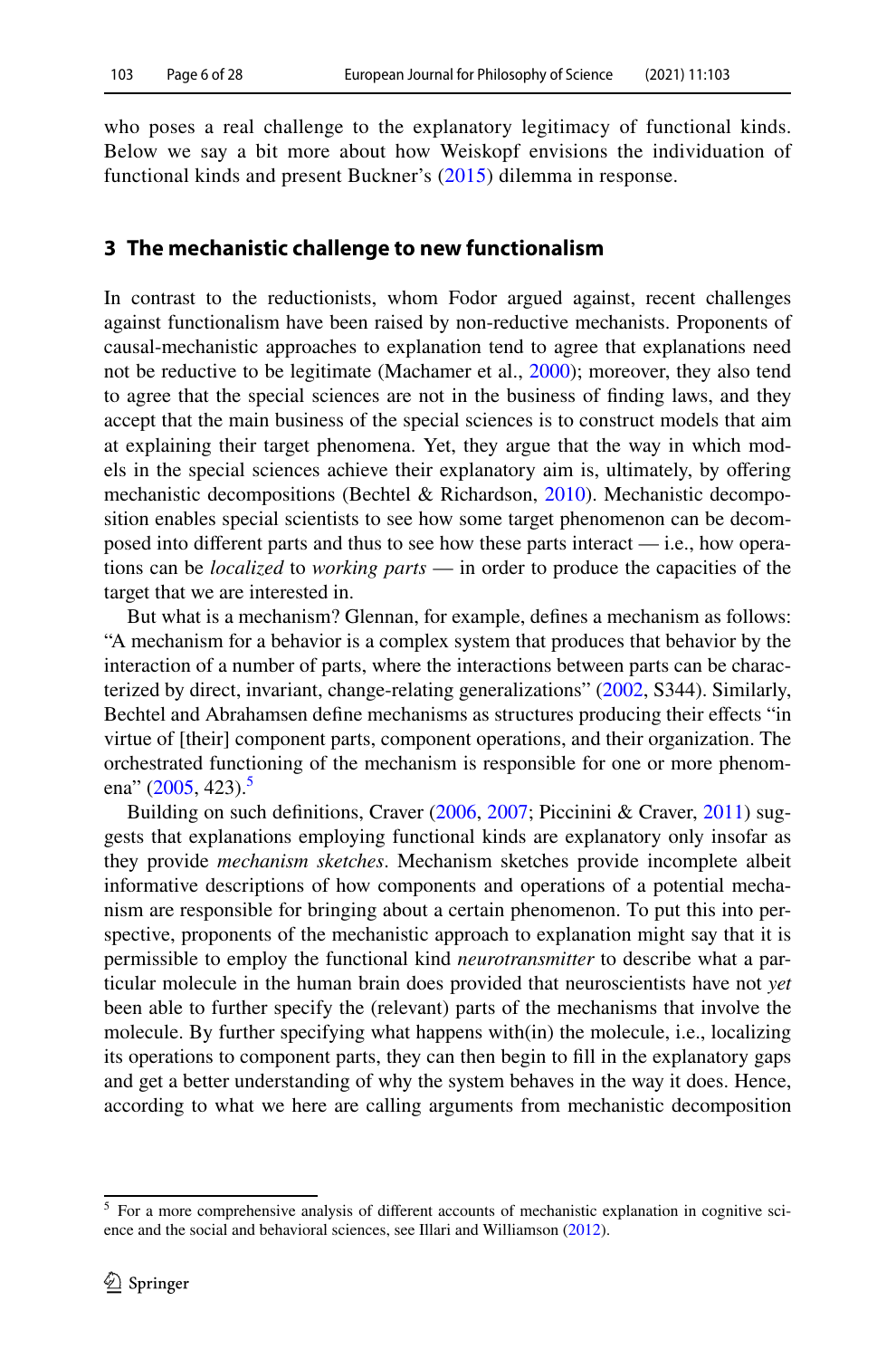who poses a real challenge to the explanatory legitimacy of functional kinds. Below we say a bit more about how Weiskopf envisions the individuation of functional kinds and present Buckner's (2015) dilemma in response.

## 3 The mechanistic challenge to new functionalism

In contrast to the reductionists, whom Fodor argued against, recent challenges against functionalism have been raised by non-reductive mechanists. Proponents of causal-mechanistic approaches to explanation tend to agree that explanations need not be reductive to be legitimate (Machamer et al., 2000); moreover, they also tend to agree that the special sciences are not in the business of finding laws, and they accept that the main business of the special sciences is to construct models that aim at explaining their target phenomena. Yet, they argue that the way in which models in the special sciences achieve their explanatory aim is, ultimately, by offering mechanistic decompositions (Bechtel & Richardson, 2010). Mechanistic decomposition enables special scientists to see how some target phenomenon can be decomposed into different parts and thus to see how these parts interact — i.e., how operations can be *localized* to *working parts* — in order to produce the capacities of the target that we are interested in.

But what is a mechanism? Glennan, for example, defines a mechanism as follows: "A mechanism for a behavior is a complex system that produces that behavior by the interaction of a number of parts, where the interactions between parts can be characterized by direct, invariant, change-relating generalizations" (2002, S344). Similarly, Bechtel and Abrahamsen define mechanisms as structures producing their effects "in virtue of [their] component parts, component operations, and their organization. The orchestrated functioning of the mechanism is responsible for one or more phenomena" (2005, 423).[5]

Building on such definitions, Craver (2006, 2007; Piccinini & Craver, 2011) suggests that explanations employing functional kinds are explanatory only insofar as they provide *mechanism sketches*. Mechanism sketches provide incomplete albeit informative descriptions of how components and operations of a potential mechanism are responsible for bringing about a certain phenomenon. To put this into perspective, proponents of the mechanistic approach to explanation might say that it is permissible to employ the functional kind *neurotransmitter* to describe what a particular molecule in the human brain does provided that neuroscientists have not *yet* been able to further specify the (relevant) parts of the mechanisms that involve the molecule. By further specifying what happens with(in) the molecule, i.e., localizing its operations to component parts, they can then begin to fill in the explanatory gaps and get a better understanding of why the system behaves in the way it does. Hence, according to what we here are calling arguments from mechanistic decomposition

[5] For a more comprehensive analysis of different accounts of mechanistic explanation in cognitive science and the social and behavioral sciences, see Illari and Williamson (2012).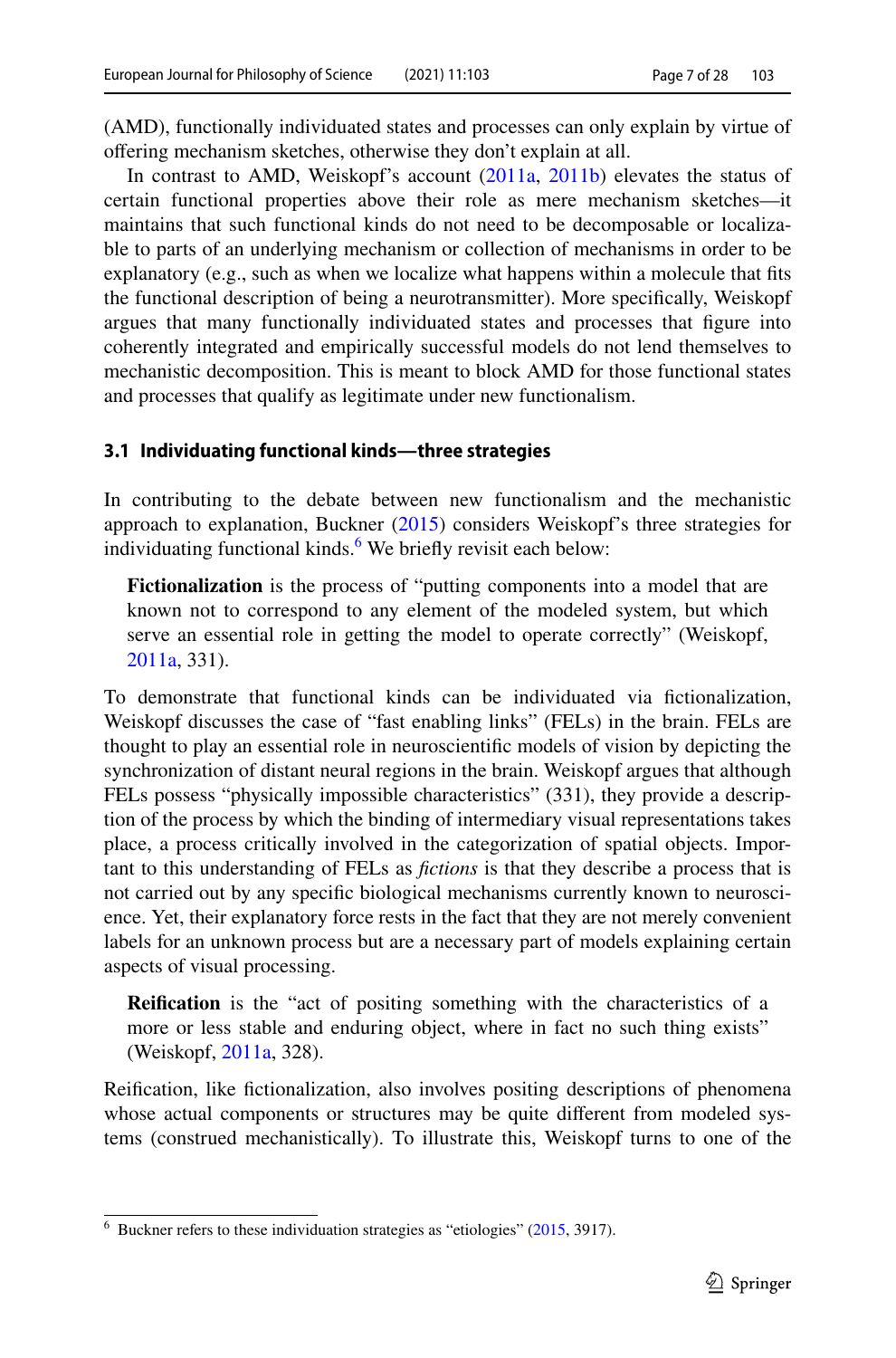(AMD), functionally individuated states and processes can only explain by virtue of offering mechanism sketches, otherwise they don't explain at all.

In contrast to AMD, Weiskopf's account (2011a, 2011b) elevates the status of certain functional properties above their role as mere mechanism sketches—it maintains that such functional kinds do not need to be decomposable or localizable to parts of an underlying mechanism or collection of mechanisms in order to be explanatory (e.g., such as when we localize what happens within a molecule that fits the functional description of being a neurotransmitter). More specifically, Weiskopf argues that many functionally individuated states and processes that figure into coherently integrated and empirically successful models do not lend themselves to mechanistic decomposition. This is meant to block AMD for those functional states and processes that qualify as legitimate under new functionalism.

### 3.1 Individuating functional kinds—three strategies

In contributing to the debate between new functionalism and the mechanistic approach to explanation, Buckner (2015) considers Weiskopf's three strategies for individuating functional kinds.[6] We briefly revisit each below:

> **Fictionalization** is the process of "putting components into a model that are known not to correspond to any element of the modeled system, but which serve an essential role in getting the model to operate correctly" (Weiskopf, 2011a, 331).

To demonstrate that functional kinds can be individuated via fictionalization, Weiskopf discusses the case of "fast enabling links" (FELs) in the brain. FELs are thought to play an essential role in neuroscientific models of vision by depicting the synchronization of distant neural regions in the brain. Weiskopf argues that although FELs possess "physically impossible characteristics" (331), they provide a description of the process by which the binding of intermediary visual representations takes place, a process critically involved in the categorization of spatial objects. Important to this understanding of FELs as *fictions* is that they describe a process that is not carried out by any specific biological mechanisms currently known to neuroscience. Yet, their explanatory force rests in the fact that they are not merely convenient labels for an unknown process but are a necessary part of models explaining certain aspects of visual processing.

> **Reification** is the "act of positing something with the characteristics of a more or less stable and enduring object, where in fact no such thing exists" (Weiskopf, 2011a, 328).

Reification, like fictionalization, also involves positing descriptions of phenomena whose actual components or structures may be quite different from modeled systems (construed mechanistically). To illustrate this, Weiskopf turns to one of the

[6] Buckner refers to these individuation strategies as "etiologies" (2015, 3917).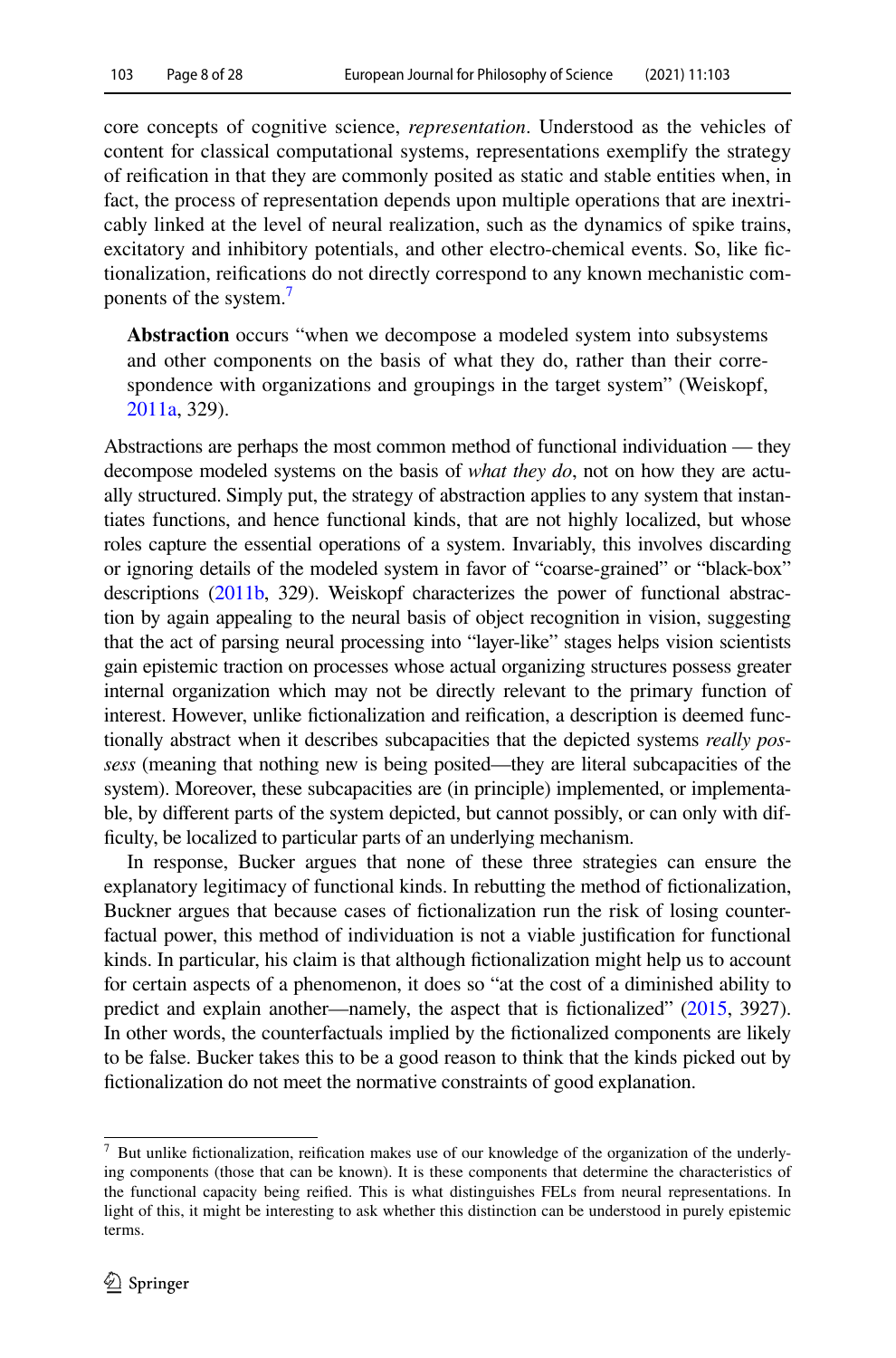core concepts of cognitive science, *representation*. Understood as the vehicles of content for classical computational systems, representations exemplify the strategy of reification in that they are commonly posited as static and stable entities when, in fact, the process of representation depends upon multiple operations that are inextricably linked at the level of neural realization, such as the dynamics of spike trains, excitatory and inhibitory potentials, and other electro-chemical events. So, like fictionalization, reifications do not directly correspond to any known mechanistic components of the system.[7]

> **Abstraction** occurs "when we decompose a modeled system into subsystems and other components on the basis of what they do, rather than their correspondence with organizations and groupings in the target system" (Weiskopf, 2011a, 329).

Abstractions are perhaps the most common method of functional individuation — they decompose modeled systems on the basis of *what they do*, not on how they are actually structured. Simply put, the strategy of abstraction applies to any system that instantiates functions, and hence functional kinds, that are not highly localized, but whose roles capture the essential operations of a system. Invariably, this involves discarding or ignoring details of the modeled system in favor of "coarse-grained" or "black-box" descriptions (2011b, 329). Weiskopf characterizes the power of functional abstraction by again appealing to the neural basis of object recognition in vision, suggesting that the act of parsing neural processing into "layer-like" stages helps vision scientists gain epistemic traction on processes whose actual organizing structures possess greater internal organization which may not be directly relevant to the primary function of interest. However, unlike fictionalization and reification, a description is deemed functionally abstract when it describes subcapacities that the depicted systems *really possess* (meaning that nothing new is being posited—they are literal subcapacities of the system). Moreover, these subcapacities are (in principle) implemented, or implementable, by different parts of the system depicted, but cannot possibly, or can only with difficulty, be localized to particular parts of an underlying mechanism.

In response, Bucker argues that none of these three strategies can ensure the explanatory legitimacy of functional kinds. In rebutting the method of fictionalization, Buckner argues that because cases of fictionalization run the risk of losing counterfactual power, this method of individuation is not a viable justification for functional kinds. In particular, his claim is that although fictionalization might help us to account for certain aspects of a phenomenon, it does so "at the cost of a diminished ability to predict and explain another—namely, the aspect that is fictionalized" (2015, 3927). In other words, the counterfactuals implied by the fictionalized components are likely to be false. Bucker takes this to be a good reason to think that the kinds picked out by fictionalization do not meet the normative constraints of good explanation.

[7] But unlike fictionalization, reification makes use of our knowledge of the organization of the underlying components (those that can be known). It is these components that determine the characteristics of the functional capacity being reified. This is what distinguishes FELs from neural representations. In light of this, it might be interesting to ask whether this distinction can be understood in purely epistemic terms.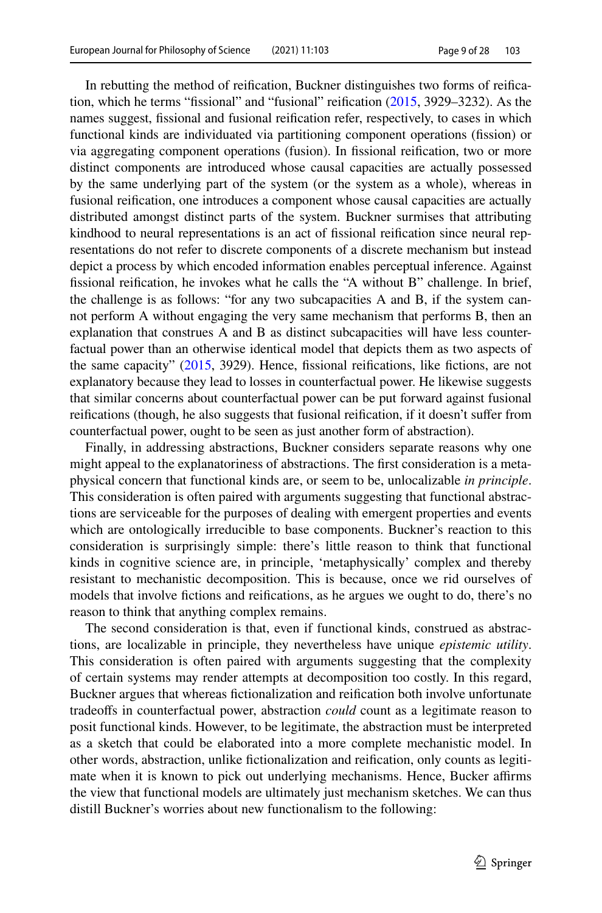In rebutting the method of reification, Buckner distinguishes two forms of reification, which he terms "fissional" and "fusional" reification (2015, 3929–3232). As the names suggest, fissional and fusional reification refer, respectively, to cases in which functional kinds are individuated via partitioning component operations (fission) or via aggregating component operations (fusion). In fissional reification, two or more distinct components are introduced whose causal capacities are actually possessed by the same underlying part of the system (or the system as a whole), whereas in fusional reification, one introduces a component whose causal capacities are actually distributed amongst distinct parts of the system. Buckner surmises that attributing kindhood to neural representations is an act of fissional reification since neural representations do not refer to discrete components of a discrete mechanism but instead depict a process by which encoded information enables perceptual inference. Against fissional reification, he invokes what he calls the "A without B" challenge. In brief, the challenge is as follows: "for any two subcapacities A and B, if the system cannot perform A without engaging the very same mechanism that performs B, then an explanation that construes A and B as distinct subcapacities will have less counterfactual power than an otherwise identical model that depicts them as two aspects of the same capacity" (2015, 3929). Hence, fissional reifications, like fictions, are not explanatory because they lead to losses in counterfactual power. He likewise suggests that similar concerns about counterfactual power can be put forward against fusional reifications (though, he also suggests that fusional reification, if it doesn't suffer from counterfactual power, ought to be seen as just another form of abstraction).

Finally, in addressing abstractions, Buckner considers separate reasons why one might appeal to the explanatoriness of abstractions. The first consideration is a metaphysical concern that functional kinds are, or seem to be, unlocalizable *in principle*. This consideration is often paired with arguments suggesting that functional abstractions are serviceable for the purposes of dealing with emergent properties and events which are ontologically irreducible to base components. Buckner's reaction to this consideration is surprisingly simple: there's little reason to think that functional kinds in cognitive science are, in principle, 'metaphysically' complex and thereby resistant to mechanistic decomposition. This is because, once we rid ourselves of models that involve fictions and reifications, as he argues we ought to do, there's no reason to think that anything complex remains.

The second consideration is that, even if functional kinds, construed as abstractions, are localizable in principle, they nevertheless have unique *epistemic utility*. This consideration is often paired with arguments suggesting that the complexity of certain systems may render attempts at decomposition too costly. In this regard, Buckner argues that whereas fictionalization and reification both involve unfortunate tradeoffs in counterfactual power, abstraction *could* count as a legitimate reason to posit functional kinds. However, to be legitimate, the abstraction must be interpreted as a sketch that could be elaborated into a more complete mechanistic model. In other words, abstraction, unlike fictionalization and reification, only counts as legitimate when it is known to pick out underlying mechanisms. Hence, Bucker affirms the view that functional models are ultimately just mechanism sketches. We can thus distill Buckner's worries about new functionalism to the following: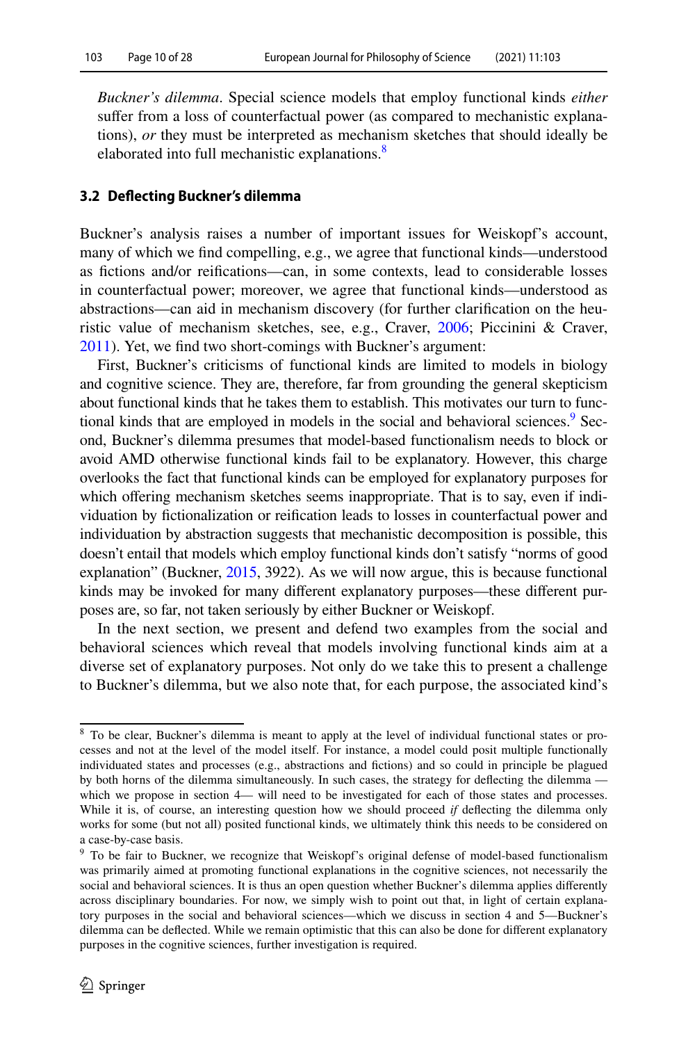*Buckner's dilemma*. Special science models that employ functional kinds *either* suffer from a loss of counterfactual power (as compared to mechanistic explanations), *or* they must be interpreted as mechanism sketches that should ideally be elaborated into full mechanistic explanations.[8]

### 3.2 Deflecting Buckner's dilemma

Buckner's analysis raises a number of important issues for Weiskopf's account, many of which we find compelling, e.g., we agree that functional kinds—understood as fictions and/or reifications—can, in some contexts, lead to considerable losses in counterfactual power; moreover, we agree that functional kinds—understood as abstractions—can aid in mechanism discovery (for further clarification on the heuristic value of mechanism sketches, see, e.g., Craver, 2006; Piccinini & Craver, 2011). Yet, we find two short-comings with Buckner's argument:

First, Buckner's criticisms of functional kinds are limited to models in biology and cognitive science. They are, therefore, far from grounding the general skepticism about functional kinds that he takes them to establish. This motivates our turn to functional kinds that are employed in models in the social and behavioral sciences.[9] Second, Buckner's dilemma presumes that model-based functionalism needs to block or avoid AMD otherwise functional kinds fail to be explanatory. However, this charge overlooks the fact that functional kinds can be employed for explanatory purposes for which offering mechanism sketches seems inappropriate. That is to say, even if individuation by fictionalization or reification leads to losses in counterfactual power and individuation by abstraction suggests that mechanistic decomposition is possible, this doesn't entail that models which employ functional kinds don't satisfy "norms of good explanation" (Buckner, 2015, 3922). As we will now argue, this is because functional kinds may be invoked for many different explanatory purposes—these different purposes are, so far, not taken seriously by either Buckner or Weiskopf.

In the next section, we present and defend two examples from the social and behavioral sciences which reveal that models involving functional kinds aim at a diverse set of explanatory purposes. Not only do we take this to present a challenge to Buckner's dilemma, but we also note that, for each purpose, the associated kind's

---

[8] To be clear, Buckner's dilemma is meant to apply at the level of individual functional states or processes and not at the level of the model itself. For instance, a model could posit multiple functionally individuated states and processes (e.g., abstractions and fictions) and so could in principle be plagued by both horns of the dilemma simultaneously. In such cases, the strategy for deflecting the dilemma — which we propose in section 4— will need to be investigated for each of those states and processes. While it is, of course, an interesting question how we should proceed *if* deflecting the dilemma only works for some (but not all) posited functional kinds, we ultimately think this needs to be considered on a case-by-case basis.

[9] To be fair to Buckner, we recognize that Weiskopf's original defense of model-based functionalism was primarily aimed at promoting functional explanations in the cognitive sciences, not necessarily the social and behavioral sciences. It is thus an open question whether Buckner's dilemma applies differently across disciplinary boundaries. For now, we simply wish to point out that, in light of certain explanatory purposes in the social and behavioral sciences—which we discuss in section 4 and 5—Buckner's dilemma can be deflected. While we remain optimistic that this can also be done for different explanatory purposes in the cognitive sciences, further investigation is required.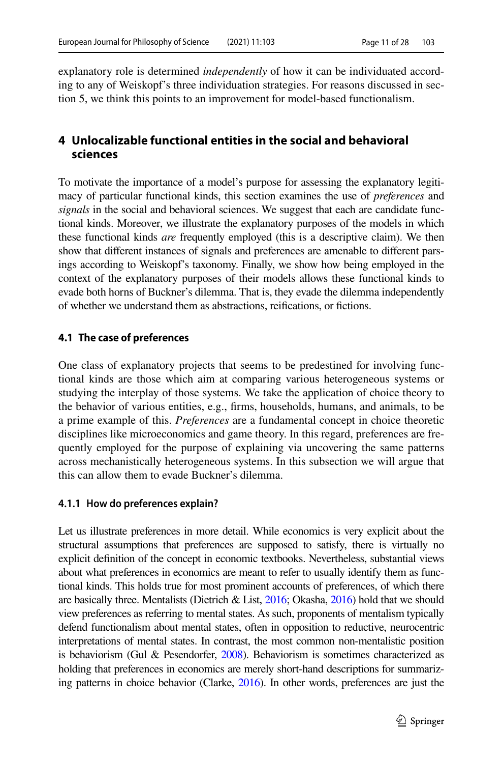explanatory role is determined *independently* of how it can be individuated according to any of Weiskopf's three individuation strategies. For reasons discussed in section 5, we think this points to an improvement for model-based functionalism.

## 4 Unlocalizable functional entities in the social and behavioral sciences

To motivate the importance of a model's purpose for assessing the explanatory legitimacy of particular functional kinds, this section examines the use of *preferences* and *signals* in the social and behavioral sciences. We suggest that each are candidate functional kinds. Moreover, we illustrate the explanatory purposes of the models in which these functional kinds *are* frequently employed (this is a descriptive claim). We then show that different instances of signals and preferences are amenable to different parsings according to Weiskopf's taxonomy. Finally, we show how being employed in the context of the explanatory purposes of their models allows these functional kinds to evade both horns of Buckner's dilemma. That is, they evade the dilemma independently of whether we understand them as abstractions, reifications, or fictions.

### 4.1 The case of preferences

One class of explanatory projects that seems to be predestined for involving functional kinds are those which aim at comparing various heterogeneous systems or studying the interplay of those systems. We take the application of choice theory to the behavior of various entities, e.g., firms, households, humans, and animals, to be a prime example of this. *Preferences* are a fundamental concept in choice theoretic disciplines like microeconomics and game theory. In this regard, preferences are frequently employed for the purpose of explaining via uncovering the same patterns across mechanistically heterogeneous systems. In this subsection we will argue that this can allow them to evade Buckner's dilemma.

#### 4.1.1 How do preferences explain?

Let us illustrate preferences in more detail. While economics is very explicit about the structural assumptions that preferences are supposed to satisfy, there is virtually no explicit definition of the concept in economic textbooks. Nevertheless, substantial views about what preferences in economics are meant to refer to usually identify them as functional kinds. This holds true for most prominent accounts of preferences, of which there are basically three. Mentalists (Dietrich & List, 2016; Okasha, 2016) hold that we should view preferences as referring to mental states. As such, proponents of mentalism typically defend functionalism about mental states, often in opposition to reductive, neurocentric interpretations of mental states. In contrast, the most common non-mentalistic position is behaviorism (Gul & Pesendorfer, 2008). Behaviorism is sometimes characterized as holding that preferences in economics are merely short-hand descriptions for summarizing patterns in choice behavior (Clarke, 2016). In other words, preferences are just the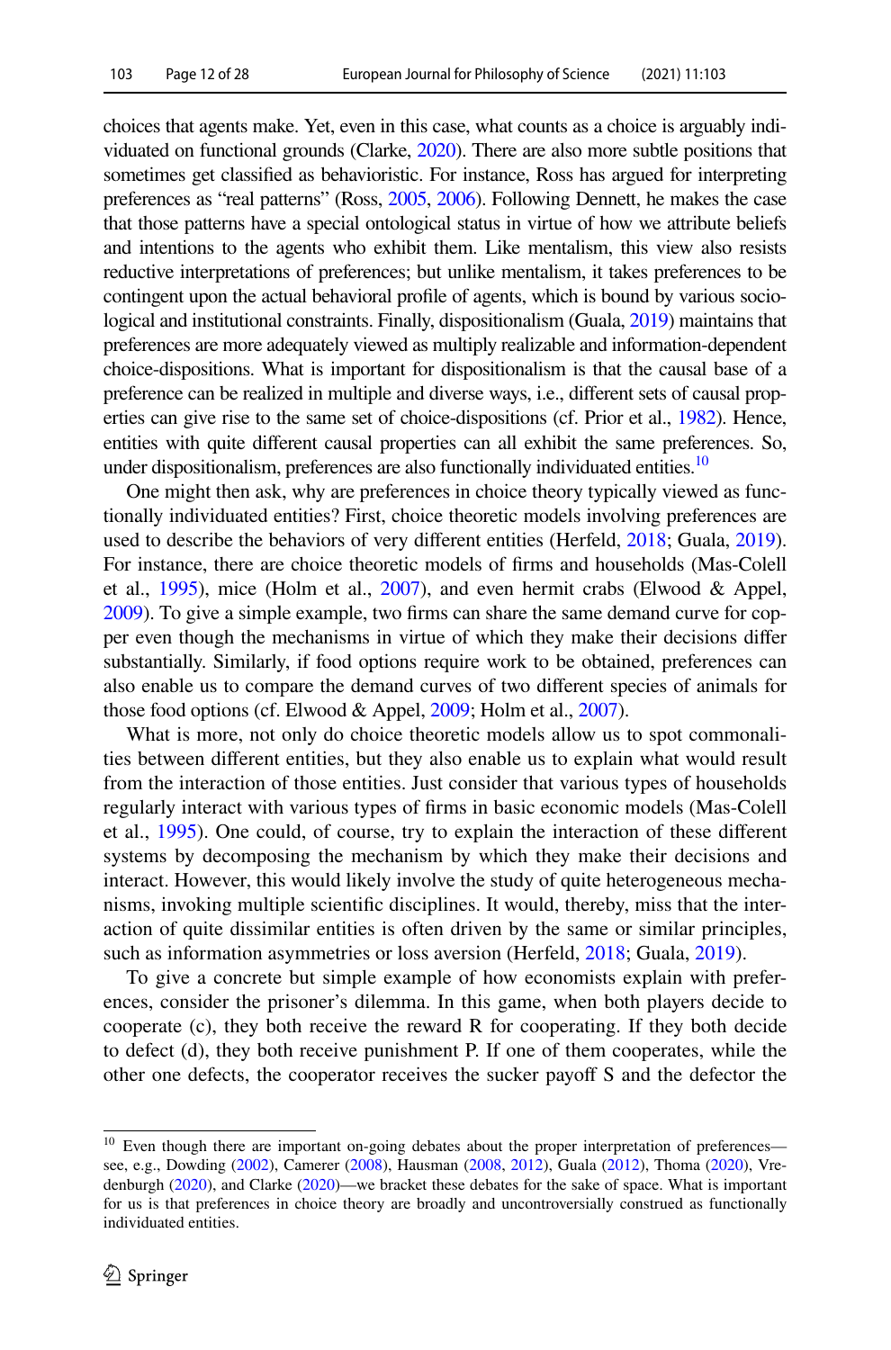choices that agents make. Yet, even in this case, what counts as a choice is arguably individuated on functional grounds (Clarke, 2020). There are also more subtle positions that sometimes get classified as behavioristic. For instance, Ross has argued for interpreting preferences as "real patterns" (Ross, 2005, 2006). Following Dennett, he makes the case that those patterns have a special ontological status in virtue of how we attribute beliefs and intentions to the agents who exhibit them. Like mentalism, this view also resists reductive interpretations of preferences; but unlike mentalism, it takes preferences to be contingent upon the actual behavioral profile of agents, which is bound by various sociological and institutional constraints. Finally, dispositionalism (Guala, 2019) maintains that preferences are more adequately viewed as multiply realizable and information-dependent choice-dispositions. What is important for dispositionalism is that the causal base of a preference can be realized in multiple and diverse ways, i.e., different sets of causal properties can give rise to the same set of choice-dispositions (cf. Prior et al., 1982). Hence, entities with quite different causal properties can all exhibit the same preferences. So, under dispositionalism, preferences are also functionally individuated entities.[10]

One might then ask, why are preferences in choice theory typically viewed as functionally individuated entities? First, choice theoretic models involving preferences are used to describe the behaviors of very different entities (Herfeld, 2018; Guala, 2019). For instance, there are choice theoretic models of firms and households (Mas-Colell et al., 1995), mice (Holm et al., 2007), and even hermit crabs (Elwood & Appel, 2009). To give a simple example, two firms can share the same demand curve for copper even though the mechanisms in virtue of which they make their decisions differ substantially. Similarly, if food options require work to be obtained, preferences can also enable us to compare the demand curves of two different species of animals for those food options (cf. Elwood & Appel, 2009; Holm et al., 2007).

What is more, not only do choice theoretic models allow us to spot commonalities between different entities, but they also enable us to explain what would result from the interaction of those entities. Just consider that various types of households regularly interact with various types of firms in basic economic models (Mas-Colell et al., 1995). One could, of course, try to explain the interaction of these different systems by decomposing the mechanism by which they make their decisions and interact. However, this would likely involve the study of quite heterogeneous mechanisms, invoking multiple scientific disciplines. It would, thereby, miss that the interaction of quite dissimilar entities is often driven by the same or similar principles, such as information asymmetries or loss aversion (Herfeld, 2018; Guala, 2019).

To give a concrete but simple example of how economists explain with preferences, consider the prisoner's dilemma. In this game, when both players decide to cooperate (c), they both receive the reward R for cooperating. If they both decide to defect (d), they both receive punishment P. If one of them cooperates, while the other one defects, the cooperator receives the sucker payoff S and the defector the

---

[10] Even though there are important on-going debates about the proper interpretation of preferences—see, e.g., Dowding (2002), Camerer (2008), Hausman (2008, 2012), Guala (2012), Thoma (2020), Vredenburgh (2020), and Clarke (2020)—we bracket these debates for the sake of space. What is important for us is that preferences in choice theory are broadly and uncontroversially construed as functionally individuated entities.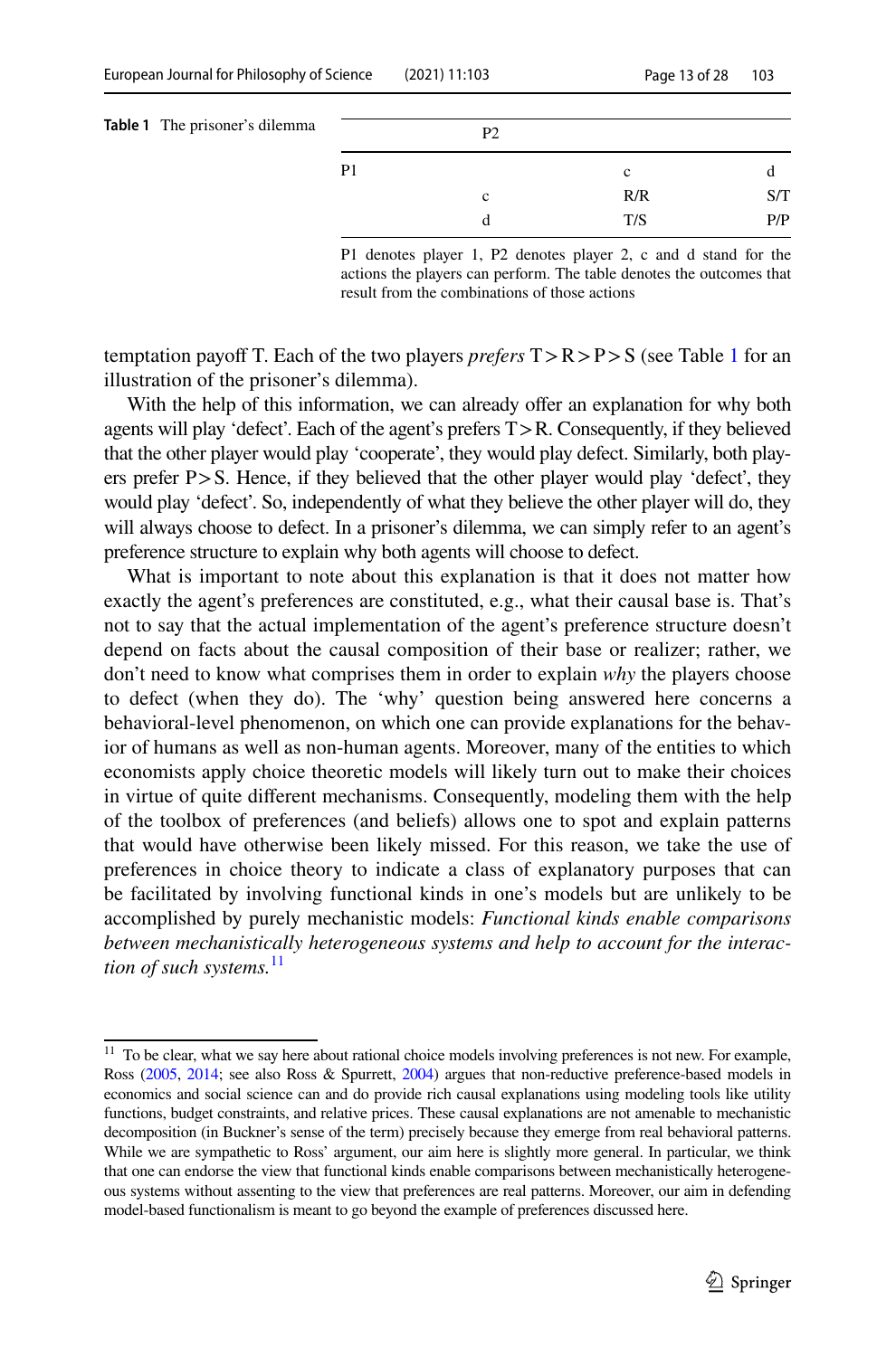**Table 1** The prisoner's dilemma

| | P2 | | |
|---|---|---|---|
| P1 | | c | d |
| | c | R/R | S/T |
| | d | T/S | P/P |

P1 denotes player 1, P2 denotes player 2, c and d stand for the actions the players can perform. The table denotes the outcomes that result from the combinations of those actions

temptation payoff T. Each of the two players *prefers* T > R > P > S (see Table 1 for an illustration of the prisoner's dilemma).

With the help of this information, we can already offer an explanation for why both agents will play 'defect'. Each of the agent's prefers T > R. Consequently, if they believed that the other player would play 'cooperate', they would play defect. Similarly, both players prefer P > S. Hence, if they believed that the other player would play 'defect', they would play 'defect'. So, independently of what they believe the other player will do, they will always choose to defect. In a prisoner's dilemma, we can simply refer to an agent's preference structure to explain why both agents will choose to defect.

What is important to note about this explanation is that it does not matter how exactly the agent's preferences are constituted, e.g., what their causal base is. That's not to say that the actual implementation of the agent's preference structure doesn't depend on facts about the causal composition of their base or realizer; rather, we don't need to know what comprises them in order to explain *why* the players choose to defect (when they do). The 'why' question being answered here concerns a behavioral-level phenomenon, on which one can provide explanations for the behavior of humans as well as non-human agents. Moreover, many of the entities to which economists apply choice theoretic models will likely turn out to make their choices in virtue of quite different mechanisms. Consequently, modeling them with the help of the toolbox of preferences (and beliefs) allows one to spot and explain patterns that would have otherwise been likely missed. For this reason, we take the use of preferences in choice theory to indicate a class of explanatory purposes that can be facilitated by involving functional kinds in one's models but are unlikely to be accomplished by purely mechanistic models: *Functional kinds enable comparisons between mechanistically heterogeneous systems and help to account for the interaction of such systems.*[11]

[11] To be clear, what we say here about rational choice models involving preferences is not new. For example, Ross (2005, 2014; see also Ross & Spurrett, 2004) argues that non-reductive preference-based models in economics and social science can and do provide rich causal explanations using modeling tools like utility functions, budget constraints, and relative prices. These causal explanations are not amenable to mechanistic decomposition (in Buckner's sense of the term) precisely because they emerge from real behavioral patterns. While we are sympathetic to Ross' argument, our aim here is slightly more general. In particular, we think that one can endorse the view that functional kinds enable comparisons between mechanistically heterogeneous systems without assenting to the view that preferences are real patterns. Moreover, our aim in defending model-based functionalism is meant to go beyond the example of preferences discussed here.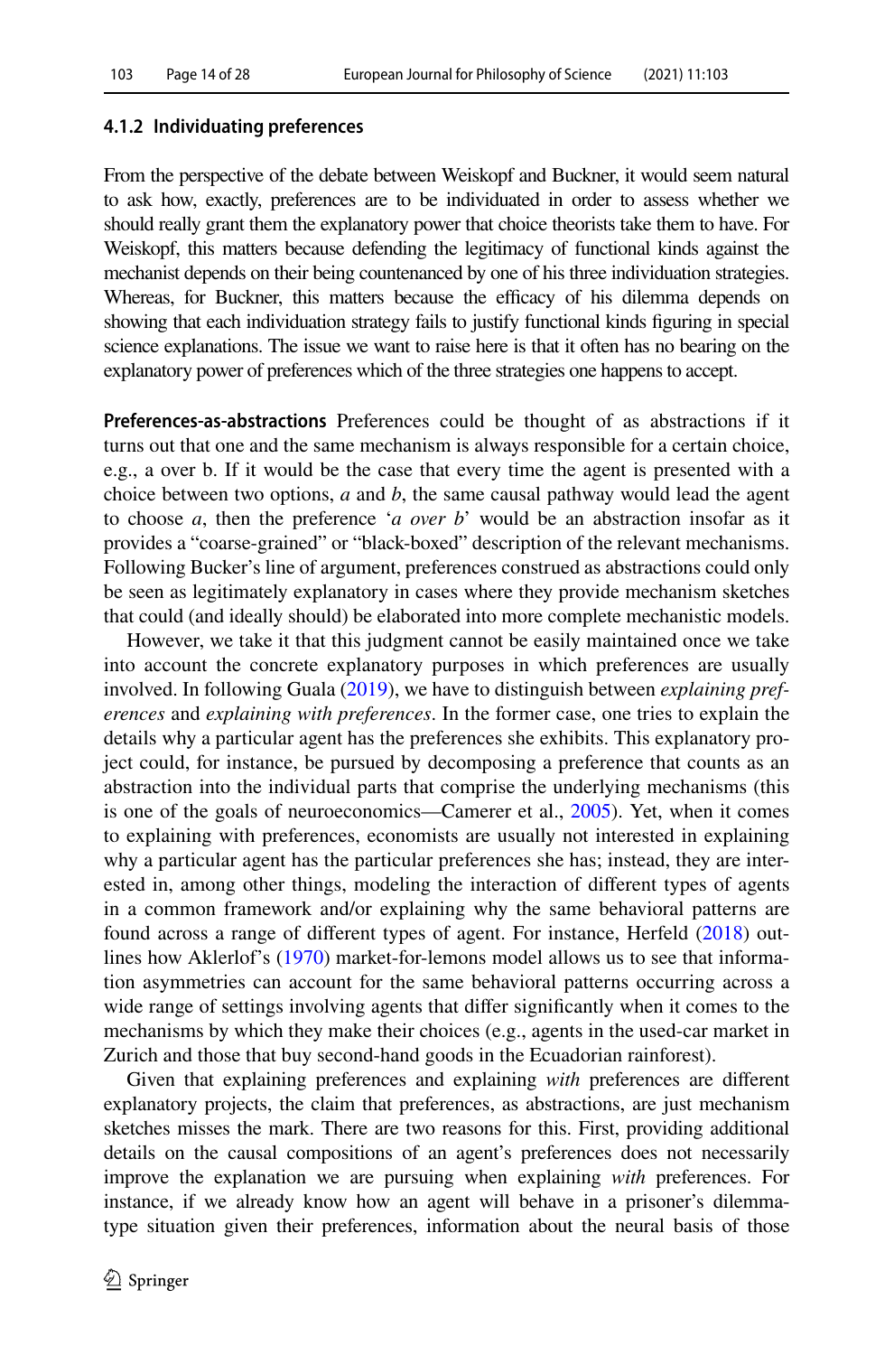#### 4.1.2 Individuating preferences

From the perspective of the debate between Weiskopf and Buckner, it would seem natural to ask how, exactly, preferences are to be individuated in order to assess whether we should really grant them the explanatory power that choice theorists take them to have. For Weiskopf, this matters because defending the legitimacy of functional kinds against the mechanist depends on their being countenanced by one of his three individuation strategies. Whereas, for Buckner, this matters because the efficacy of his dilemma depends on showing that each individuation strategy fails to justify functional kinds figuring in special science explanations. The issue we want to raise here is that it often has no bearing on the explanatory power of preferences which of the three strategies one happens to accept.

**Preferences-as-abstractions** Preferences could be thought of as abstractions if it turns out that one and the same mechanism is always responsible for a certain choice, e.g., a over b. If it would be the case that every time the agent is presented with a choice between two options, *a* and *b*, the same causal pathway would lead the agent to choose *a*, then the preference '*a over b*' would be an abstraction insofar as it provides a "coarse-grained" or "black-boxed" description of the relevant mechanisms. Following Bucker's line of argument, preferences construed as abstractions could only be seen as legitimately explanatory in cases where they provide mechanism sketches that could (and ideally should) be elaborated into more complete mechanistic models.

However, we take it that this judgment cannot be easily maintained once we take into account the concrete explanatory purposes in which preferences are usually involved. In following Guala (2019), we have to distinguish between *explaining preferences* and *explaining with preferences*. In the former case, one tries to explain the details why a particular agent has the preferences she exhibits. This explanatory project could, for instance, be pursued by decomposing a preference that counts as an abstraction into the individual parts that comprise the underlying mechanisms (this is one of the goals of neuroeconomics—Camerer et al., 2005). Yet, when it comes to explaining with preferences, economists are usually not interested in explaining why a particular agent has the particular preferences she has; instead, they are interested in, among other things, modeling the interaction of different types of agents in a common framework and/or explaining why the same behavioral patterns are found across a range of different types of agent. For instance, Herfeld (2018) outlines how Aklerlof's (1970) market-for-lemons model allows us to see that information asymmetries can account for the same behavioral patterns occurring across a wide range of settings involving agents that differ significantly when it comes to the mechanisms by which they make their choices (e.g., agents in the used-car market in Zurich and those that buy second-hand goods in the Ecuadorian rainforest).

Given that explaining preferences and explaining *with* preferences are different explanatory projects, the claim that preferences, as abstractions, are just mechanism sketches misses the mark. There are two reasons for this. First, providing additional details on the causal compositions of an agent's preferences does not necessarily improve the explanation we are pursuing when explaining *with* preferences. For instance, if we already know how an agent will behave in a prisoner's dilemma-type situation given their preferences, information about the neural basis of those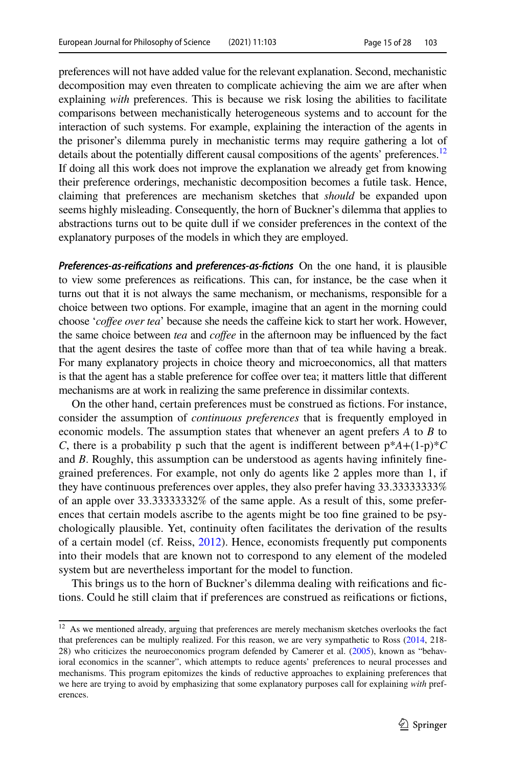preferences will not have added value for the relevant explanation. Second, mechanistic decomposition may even threaten to complicate achieving the aim we are after when explaining *with* preferences. This is because we risk losing the abilities to facilitate comparisons between mechanistically heterogeneous systems and to account for the interaction of such systems. For example, explaining the interaction of the agents in the prisoner's dilemma purely in mechanistic terms may require gathering a lot of details about the potentially different causal compositions of the agents' preferences.[12] If doing all this work does not improve the explanation we already get from knowing their preference orderings, mechanistic decomposition becomes a futile task. Hence, claiming that preferences are mechanism sketches that *should* be expanded upon seems highly misleading. Consequently, the horn of Buckner's dilemma that applies to abstractions turns out to be quite dull if we consider preferences in the context of the explanatory purposes of the models in which they are employed.

***Preferences-as-reifications* and *preferences-as-fictions*** On the one hand, it is plausible to view some preferences as reifications. This can, for instance, be the case when it turns out that it is not always the same mechanism, or mechanisms, responsible for a choice between two options. For example, imagine that an agent in the morning could choose '*coffee over tea*' because she needs the caffeine kick to start her work. However, the same choice between *tea* and *coffee* in the afternoon may be influenced by the fact that the agent desires the taste of coffee more than that of tea while having a break. For many explanatory projects in choice theory and microeconomics, all that matters is that the agent has a stable preference for coffee over tea; it matters little that different mechanisms are at work in realizing the same preference in dissimilar contexts.

On the other hand, certain preferences must be construed as fictions. For instance, consider the assumption of *continuous preferences* that is frequently employed in economic models. The assumption states that whenever an agent prefers $A$ to $B$ to $C$, there is a probability p such that the agent is indifferent between $p*A+(1-p)*C$ and $B$. Roughly, this assumption can be understood as agents having infinitely fine-grained preferences. For example, not only do agents like 2 apples more than 1, if they have continuous preferences over apples, they also prefer having 33.33333333% of an apple over 33.33333332% of the same apple. As a result of this, some preferences that certain models ascribe to the agents might be too fine grained to be psychologically plausible. Yet, continuity often facilitates the derivation of the results of a certain model (cf. Reiss, 2012). Hence, economists frequently put components into their models that are known not to correspond to any element of the modeled system but are nevertheless important for the model to function.

This brings us to the horn of Buckner's dilemma dealing with reifications and fictions. Could he still claim that if preferences are construed as reifications or fictions,

[12] As we mentioned already, arguing that preferences are merely mechanism sketches overlooks the fact that preferences can be multiply realized. For this reason, we are very sympathetic to Ross (2014, 218-28) who criticizes the neuroeconomics program defended by Camerer et al. (2005), known as "behavioral economics in the scanner", which attempts to reduce agents' preferences to neural processes and mechanisms. This program epitomizes the kinds of reductive approaches to explaining preferences that we here are trying to avoid by emphasizing that some explanatory purposes call for explaining *with* preferences.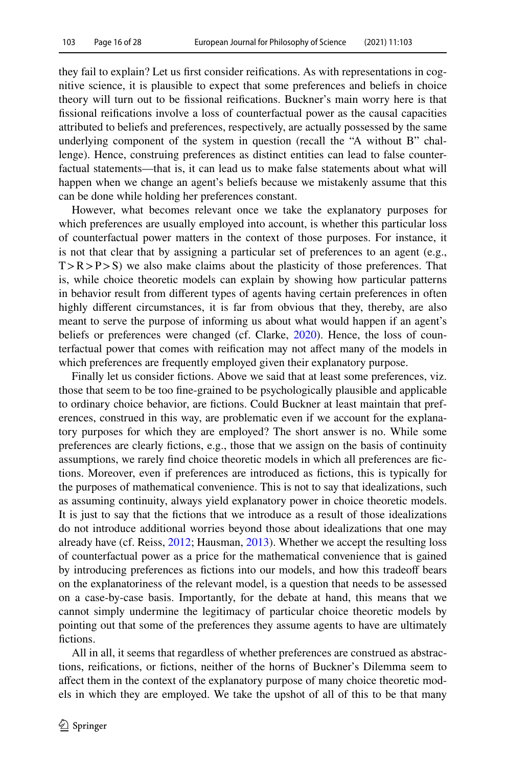they fail to explain? Let us first consider reifications. As with representations in cognitive science, it is plausible to expect that some preferences and beliefs in choice theory will turn out to be fissional reifications. Buckner's main worry here is that fissional reifications involve a loss of counterfactual power as the causal capacities attributed to beliefs and preferences, respectively, are actually possessed by the same underlying component of the system in question (recall the "A without B" challenge). Hence, construing preferences as distinct entities can lead to false counterfactual statements—that is, it can lead us to make false statements about what will happen when we change an agent's beliefs because we mistakenly assume that this can be done while holding her preferences constant.

However, what becomes relevant once we take the explanatory purposes for which preferences are usually employed into account, is whether this particular loss of counterfactual power matters in the context of those purposes. For instance, it is not that clear that by assigning a particular set of preferences to an agent (e.g., $T > R > P > S$) we also make claims about the plasticity of those preferences. That is, while choice theoretic models can explain by showing how particular patterns in behavior result from different types of agents having certain preferences in often highly different circumstances, it is far from obvious that they, thereby, are also meant to serve the purpose of informing us about what would happen if an agent's beliefs or preferences were changed (cf. Clarke, 2020). Hence, the loss of counterfactual power that comes with reification may not affect many of the models in which preferences are frequently employed given their explanatory purpose.

Finally let us consider fictions. Above we said that at least some preferences, viz. those that seem to be too fine-grained to be psychologically plausible and applicable to ordinary choice behavior, are fictions. Could Buckner at least maintain that preferences, construed in this way, are problematic even if we account for the explanatory purposes for which they are employed? The short answer is no. While some preferences are clearly fictions, e.g., those that we assign on the basis of continuity assumptions, we rarely find choice theoretic models in which all preferences are fictions. Moreover, even if preferences are introduced as fictions, this is typically for the purposes of mathematical convenience. This is not to say that idealizations, such as assuming continuity, always yield explanatory power in choice theoretic models. It is just to say that the fictions that we introduce as a result of those idealizations do not introduce additional worries beyond those about idealizations that one may already have (cf. Reiss, 2012; Hausman, 2013). Whether we accept the resulting loss of counterfactual power as a price for the mathematical convenience that is gained by introducing preferences as fictions into our models, and how this tradeoff bears on the explanatoriness of the relevant model, is a question that needs to be assessed on a case-by-case basis. Importantly, for the debate at hand, this means that we cannot simply undermine the legitimacy of particular choice theoretic models by pointing out that some of the preferences they assume agents to have are ultimately fictions.

All in all, it seems that regardless of whether preferences are construed as abstractions, reifications, or fictions, neither of the horns of Buckner's Dilemma seem to affect them in the context of the explanatory purpose of many choice theoretic models in which they are employed. We take the upshot of all of this to be that many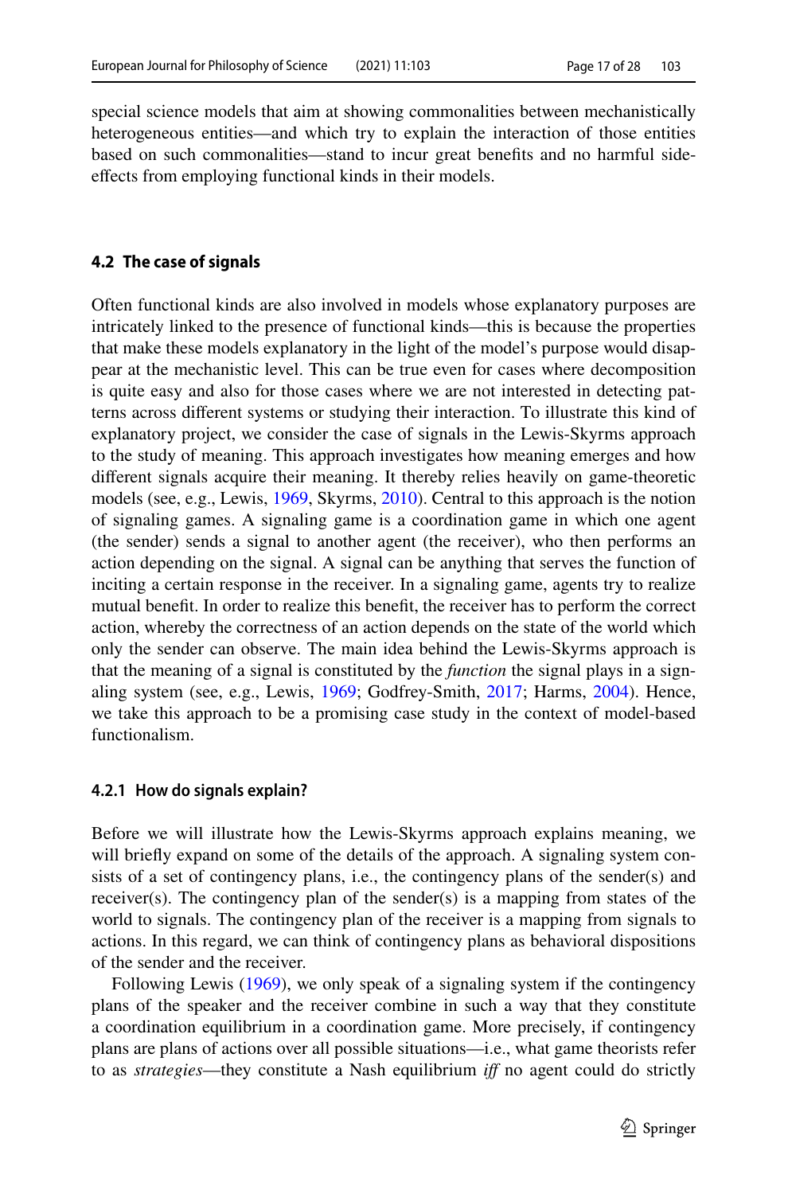special science models that aim at showing commonalities between mechanistically heterogeneous entities—and which try to explain the interaction of those entities based on such commonalities—stand to incur great benefits and no harmful side-effects from employing functional kinds in their models.

### 4.2 The case of signals

Often functional kinds are also involved in models whose explanatory purposes are intricately linked to the presence of functional kinds—this is because the properties that make these models explanatory in the light of the model's purpose would disappear at the mechanistic level. This can be true even for cases where decomposition is quite easy and also for those cases where we are not interested in detecting patterns across different systems or studying their interaction. To illustrate this kind of explanatory project, we consider the case of signals in the Lewis-Skyrms approach to the study of meaning. This approach investigates how meaning emerges and how different signals acquire their meaning. It thereby relies heavily on game-theoretic models (see, e.g., Lewis, 1969, Skyrms, 2010). Central to this approach is the notion of signaling games. A signaling game is a coordination game in which one agent (the sender) sends a signal to another agent (the receiver), who then performs an action depending on the signal. A signal can be anything that serves the function of inciting a certain response in the receiver. In a signaling game, agents try to realize mutual benefit. In order to realize this benefit, the receiver has to perform the correct action, whereby the correctness of an action depends on the state of the world which only the sender can observe. The main idea behind the Lewis-Skyrms approach is that the meaning of a signal is constituted by the *function* the signal plays in a signaling system (see, e.g., Lewis, 1969; Godfrey-Smith, 2017; Harms, 2004). Hence, we take this approach to be a promising case study in the context of model-based functionalism.

#### 4.2.1 How do signals explain?

Before we will illustrate how the Lewis-Skyrms approach explains meaning, we will briefly expand on some of the details of the approach. A signaling system consists of a set of contingency plans, i.e., the contingency plans of the sender(s) and receiver(s). The contingency plan of the sender(s) is a mapping from states of the world to signals. The contingency plan of the receiver is a mapping from signals to actions. In this regard, we can think of contingency plans as behavioral dispositions of the sender and the receiver.

Following Lewis (1969), we only speak of a signaling system if the contingency plans of the speaker and the receiver combine in such a way that they constitute a coordination equilibrium in a coordination game. More precisely, if contingency plans are plans of actions over all possible situations—i.e., what game theorists refer to as *strategies*—they constitute a Nash equilibrium *iff* no agent could do strictly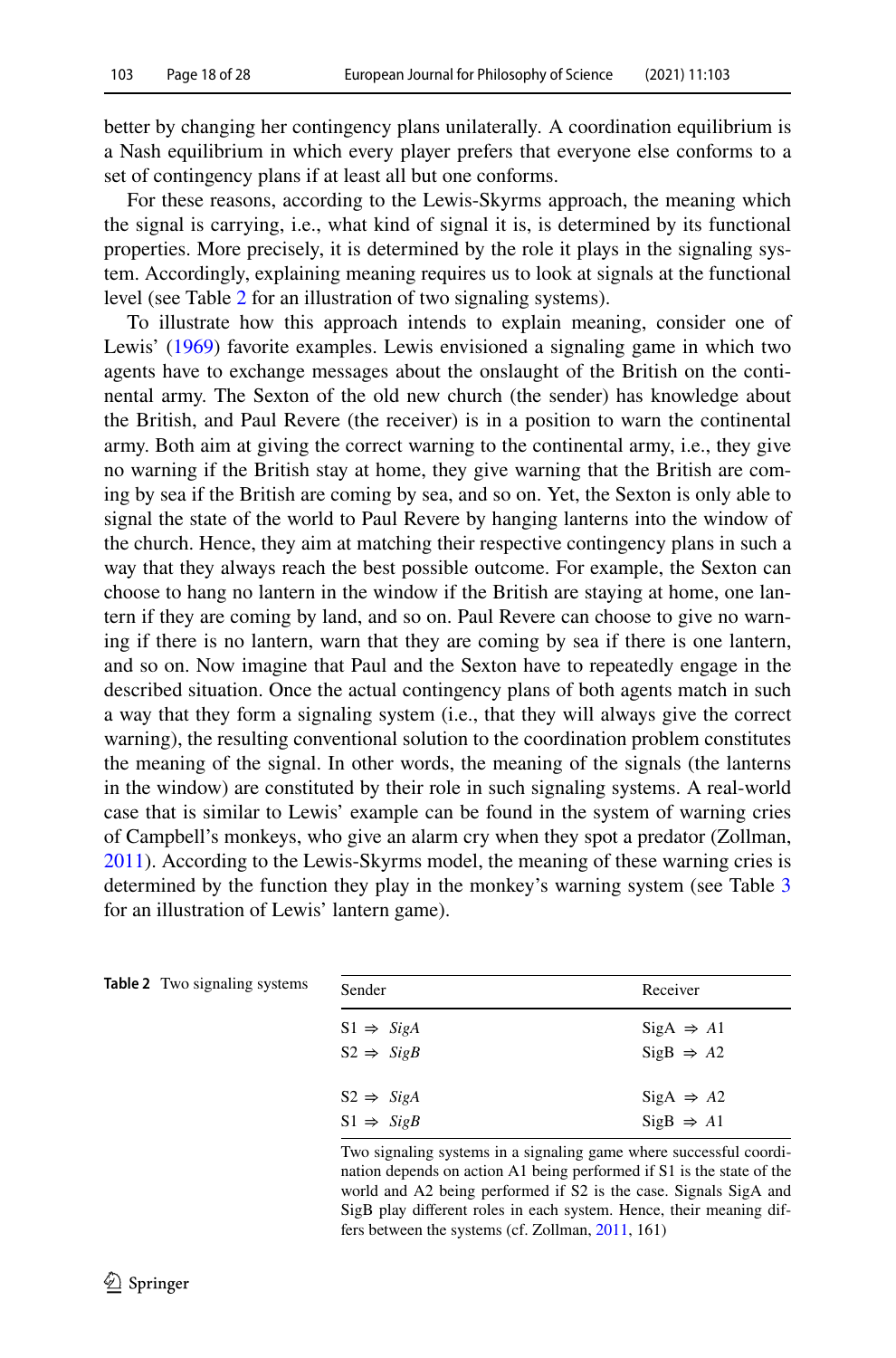better by changing her contingency plans unilaterally. A coordination equilibrium is a Nash equilibrium in which every player prefers that everyone else conforms to a set of contingency plans if at least all but one conforms.

For these reasons, according to the Lewis-Skyrms approach, the meaning which the signal is carrying, i.e., what kind of signal it is, is determined by its functional properties. More precisely, it is determined by the role it plays in the signaling system. Accordingly, explaining meaning requires us to look at signals at the functional level (see Table 2 for an illustration of two signaling systems).

To illustrate how this approach intends to explain meaning, consider one of Lewis' (1969) favorite examples. Lewis envisioned a signaling game in which two agents have to exchange messages about the onslaught of the British on the continental army. The Sexton of the old new church (the sender) has knowledge about the British, and Paul Revere (the receiver) is in a position to warn the continental army. Both aim at giving the correct warning to the continental army, i.e., they give no warning if the British stay at home, they give warning that the British are coming by sea if the British are coming by sea, and so on. Yet, the Sexton is only able to signal the state of the world to Paul Revere by hanging lanterns into the window of the church. Hence, they aim at matching their respective contingency plans in such a way that they always reach the best possible outcome. For example, the Sexton can choose to hang no lantern in the window if the British are staying at home, one lantern if they are coming by land, and so on. Paul Revere can choose to give no warning if there is no lantern, warn that they are coming by sea if there is one lantern, and so on. Now imagine that Paul and the Sexton have to repeatedly engage in the described situation. Once the actual contingency plans of both agents match in such a way that they form a signaling system (i.e., that they will always give the correct warning), the resulting conventional solution to the coordination problem constitutes the meaning of the signal. In other words, the meaning of the signals (the lanterns in the window) are constituted by their role in such signaling systems. A real-world case that is similar to Lewis' example can be found in the system of warning cries of Campbell's monkeys, who give an alarm cry when they spot a predator (Zollman, 2011). According to the Lewis-Skyrms model, the meaning of these warning cries is determined by the function they play in the monkey's warning system (see Table 3 for an illustration of Lewis' lantern game).

**Table 2** Two signaling systems

| Sender | Receiver |
|---|---|
| S1 ⇒ *SigA* | SigA ⇒ *A1* |
| S2 ⇒ *SigB* | SigB ⇒ *A2* |
| S2 ⇒ *SigA* | SigA ⇒ *A2* |
| S1 ⇒ *SigB* | SigB ⇒ *A1* |

Two signaling systems in a signaling game where successful coordination depends on action A1 being performed if S1 is the state of the world and A2 being performed if S2 is the case. Signals SigA and SigB play different roles in each system. Hence, their meaning differs between the systems (cf. Zollman, 2011, 161)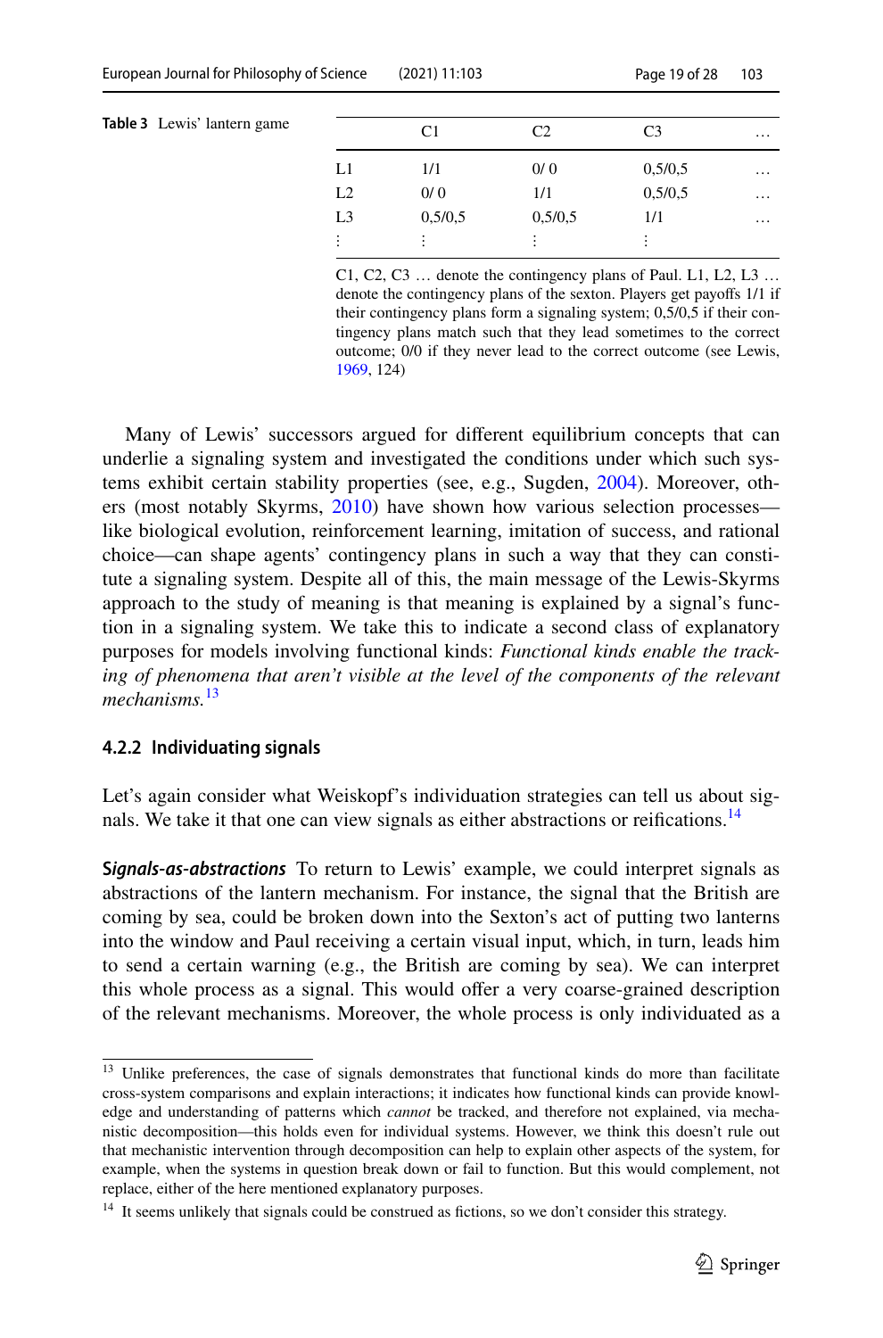**Table 3** Lewis' lantern game

| | C1 | C2 | C3 | … |
|---|---|---|---|---|
| L1 | 1/1 | 0/ 0 | 0,5/0,5 | … |
| L2 | 0/ 0 | 1/1 | 0,5/0,5 | … |
| L3 | 0,5/0,5 | 0,5/0,5 | 1/1 | … |
| ⋮ | ⋮ | ⋮ | ⋮ | |

C1, C2, C3 … denote the contingency plans of Paul. L1, L2, L3 … denote the contingency plans of the sexton. Players get payoffs 1/1 if their contingency plans form a signaling system; 0,5/0,5 if their contingency plans match such that they lead sometimes to the correct outcome; 0/0 if they never lead to the correct outcome (see Lewis, 1969, 124)

Many of Lewis' successors argued for different equilibrium concepts that can underlie a signaling system and investigated the conditions under which such systems exhibit certain stability properties (see, e.g., Sugden, 2004). Moreover, others (most notably Skyrms, 2010) have shown how various selection processes—like biological evolution, reinforcement learning, imitation of success, and rational choice—can shape agents' contingency plans in such a way that they can constitute a signaling system. Despite all of this, the main message of the Lewis-Skyrms approach to the study of meaning is that meaning is explained by a signal's function in a signaling system. We take this to indicate a second class of explanatory purposes for models involving functional kinds: *Functional kinds enable the tracking of phenomena that aren't visible at the level of the components of the relevant mechanisms.*[13]

#### 4.2.2 Individuating signals

Let's again consider what Weiskopf's individuation strategies can tell us about signals. We take it that one can view signals as either abstractions or reifications.[14]

***Signals-as-abstractions*** To return to Lewis' example, we could interpret signals as abstractions of the lantern mechanism. For instance, the signal that the British are coming by sea, could be broken down into the Sexton's act of putting two lanterns into the window and Paul receiving a certain visual input, which, in turn, leads him to send a certain warning (e.g., the British are coming by sea). We can interpret this whole process as a signal. This would offer a very coarse-grained description of the relevant mechanisms. Moreover, the whole process is only individuated as a

[13] Unlike preferences, the case of signals demonstrates that functional kinds do more than facilitate cross-system comparisons and explain interactions; it indicates how functional kinds can provide knowledge and understanding of patterns which *cannot* be tracked, and therefore not explained, via mechanistic decomposition—this holds even for individual systems. However, we think this doesn't rule out that mechanistic intervention through decomposition can help to explain other aspects of the system, for example, when the systems in question break down or fail to function. But this would complement, not replace, either of the here mentioned explanatory purposes.

[14] It seems unlikely that signals could be construed as fictions, so we don't consider this strategy.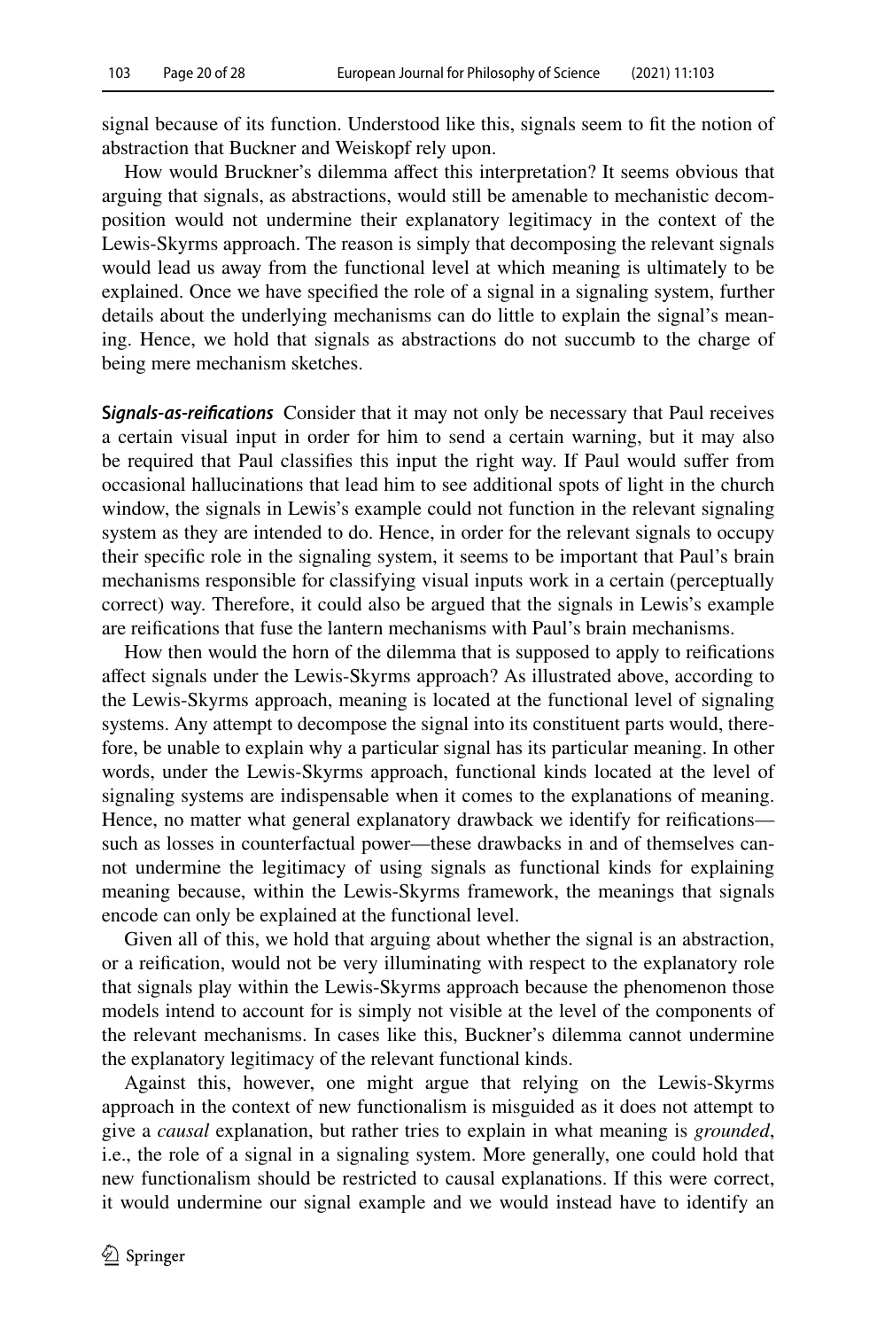signal because of its function. Understood like this, signals seem to fit the notion of abstraction that Buckner and Weiskopf rely upon.

How would Bruckner's dilemma affect this interpretation? It seems obvious that arguing that signals, as abstractions, would still be amenable to mechanistic decomposition would not undermine their explanatory legitimacy in the context of the Lewis-Skyrms approach. The reason is simply that decomposing the relevant signals would lead us away from the functional level at which meaning is ultimately to be explained. Once we have specified the role of a signal in a signaling system, further details about the underlying mechanisms can do little to explain the signal's meaning. Hence, we hold that signals as abstractions do not succumb to the charge of being mere mechanism sketches.

***Signals-as-reifications*** Consider that it may not only be necessary that Paul receives a certain visual input in order for him to send a certain warning, but it may also be required that Paul classifies this input the right way. If Paul would suffer from occasional hallucinations that lead him to see additional spots of light in the church window, the signals in Lewis's example could not function in the relevant signaling system as they are intended to do. Hence, in order for the relevant signals to occupy their specific role in the signaling system, it seems to be important that Paul's brain mechanisms responsible for classifying visual inputs work in a certain (perceptually correct) way. Therefore, it could also be argued that the signals in Lewis's example are reifications that fuse the lantern mechanisms with Paul's brain mechanisms.

How then would the horn of the dilemma that is supposed to apply to reifications affect signals under the Lewis-Skyrms approach? As illustrated above, according to the Lewis-Skyrms approach, meaning is located at the functional level of signaling systems. Any attempt to decompose the signal into its constituent parts would, therefore, be unable to explain why a particular signal has its particular meaning. In other words, under the Lewis-Skyrms approach, functional kinds located at the level of signaling systems are indispensable when it comes to the explanations of meaning. Hence, no matter what general explanatory drawback we identify for reifications—such as losses in counterfactual power—these drawbacks in and of themselves cannot undermine the legitimacy of using signals as functional kinds for explaining meaning because, within the Lewis-Skyrms framework, the meanings that signals encode can only be explained at the functional level.

Given all of this, we hold that arguing about whether the signal is an abstraction, or a reification, would not be very illuminating with respect to the explanatory role that signals play within the Lewis-Skyrms approach because the phenomenon those models intend to account for is simply not visible at the level of the components of the relevant mechanisms. In cases like this, Buckner's dilemma cannot undermine the explanatory legitimacy of the relevant functional kinds.

Against this, however, one might argue that relying on the Lewis-Skyrms approach in the context of new functionalism is misguided as it does not attempt to give a *causal* explanation, but rather tries to explain in what meaning is *grounded*, i.e., the role of a signal in a signaling system. More generally, one could hold that new functionalism should be restricted to causal explanations. If this were correct, it would undermine our signal example and we would instead have to identify an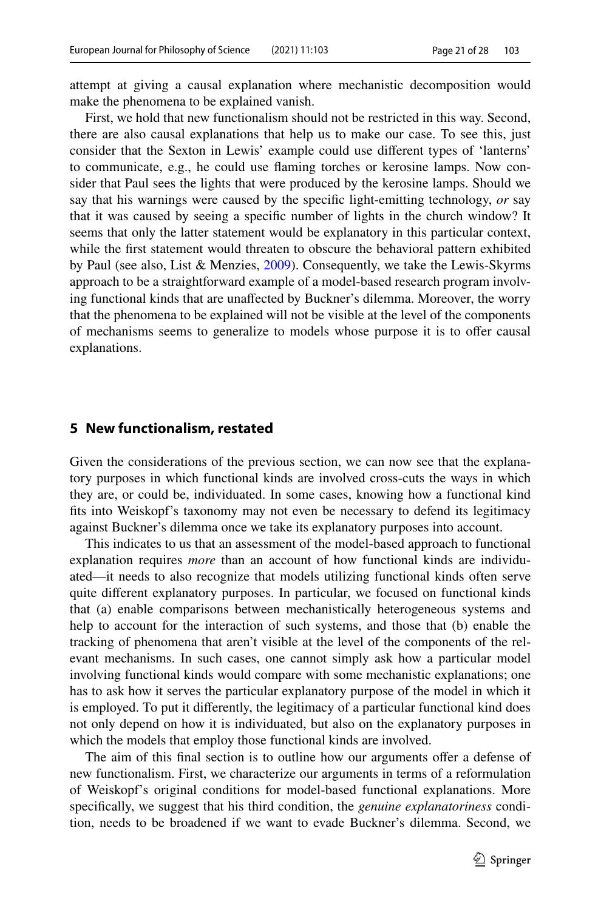attempt at giving a causal explanation where mechanistic decomposition would make the phenomena to be explained vanish.

First, we hold that new functionalism should not be restricted in this way. Second, there are also causal explanations that help us to make our case. To see this, just consider that the Sexton in Lewis' example could use different types of 'lanterns' to communicate, e.g., he could use flaming torches or kerosine lamps. Now consider that Paul sees the lights that were produced by the kerosine lamps. Should we say that his warnings were caused by the specific light-emitting technology, *or* say that it was caused by seeing a specific number of lights in the church window? It seems that only the latter statement would be explanatory in this particular context, while the first statement would threaten to obscure the behavioral pattern exhibited by Paul (see also, List & Menzies, 2009). Consequently, we take the Lewis-Skyrms approach to be a straightforward example of a model-based research program involving functional kinds that are unaffected by Buckner's dilemma. Moreover, the worry that the phenomena to be explained will not be visible at the level of the components of mechanisms seems to generalize to models whose purpose it is to offer causal explanations.

## 5 New functionalism, restated

Given the considerations of the previous section, we can now see that the explanatory purposes in which functional kinds are involved cross-cuts the ways in which they are, or could be, individuated. In some cases, knowing how a functional kind fits into Weiskopf's taxonomy may not even be necessary to defend its legitimacy against Buckner's dilemma once we take its explanatory purposes into account.

This indicates to us that an assessment of the model-based approach to functional explanation requires *more* than an account of how functional kinds are individuated—it needs to also recognize that models utilizing functional kinds often serve quite different explanatory purposes. In particular, we focused on functional kinds that (a) enable comparisons between mechanistically heterogeneous systems and help to account for the interaction of such systems, and those that (b) enable the tracking of phenomena that aren't visible at the level of the components of the relevant mechanisms. In such cases, one cannot simply ask how a particular model involving functional kinds would compare with some mechanistic explanations; one has to ask how it serves the particular explanatory purpose of the model in which it is employed. To put it differently, the legitimacy of a particular functional kind does not only depend on how it is individuated, but also on the explanatory purposes in which the models that employ those functional kinds are involved.

The aim of this final section is to outline how our arguments offer a defense of new functionalism. First, we characterize our arguments in terms of a reformulation of Weiskopf's original conditions for model-based functional explanations. More specifically, we suggest that his third condition, the *genuine explanatoriness* condition, needs to be broadened if we want to evade Buckner's dilemma. Second, we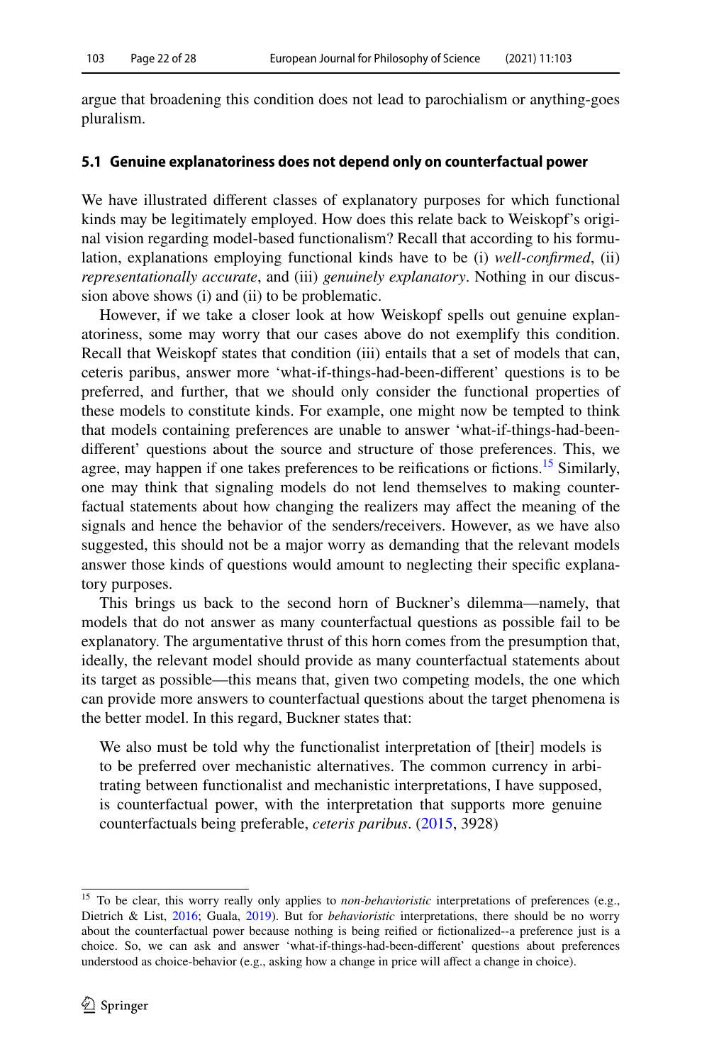argue that broadening this condition does not lead to parochialism or anything-goes pluralism.

### 5.1 Genuine explanatoriness does not depend only on counterfactual power

We have illustrated different classes of explanatory purposes for which functional kinds may be legitimately employed. How does this relate back to Weiskopf's original vision regarding model-based functionalism? Recall that according to his formulation, explanations employing functional kinds have to be (i) *well-confirmed*, (ii) *representationally accurate*, and (iii) *genuinely explanatory*. Nothing in our discussion above shows (i) and (ii) to be problematic.

However, if we take a closer look at how Weiskopf spells out genuine explanatoriness, some may worry that our cases above do not exemplify this condition. Recall that Weiskopf states that condition (iii) entails that a set of models that can, ceteris paribus, answer more 'what-if-things-had-been-different' questions is to be preferred, and further, that we should only consider the functional properties of these models to constitute kinds. For example, one might now be tempted to think that models containing preferences are unable to answer 'what-if-things-had-been-different' questions about the source and structure of those preferences. This, we agree, may happen if one takes preferences to be reifications or fictions.[15] Similarly, one may think that signaling models do not lend themselves to making counterfactual statements about how changing the realizers may affect the meaning of the signals and hence the behavior of the senders/receivers. However, as we have also suggested, this should not be a major worry as demanding that the relevant models answer those kinds of questions would amount to neglecting their specific explanatory purposes.

This brings us back to the second horn of Buckner's dilemma—namely, that models that do not answer as many counterfactual questions as possible fail to be explanatory. The argumentative thrust of this horn comes from the presumption that, ideally, the relevant model should provide as many counterfactual statements about its target as possible—this means that, given two competing models, the one which can provide more answers to counterfactual questions about the target phenomena is the better model. In this regard, Buckner states that:

> We also must be told why the functionalist interpretation of [their] models is to be preferred over mechanistic alternatives. The common currency in arbitrating between functionalist and mechanistic interpretations, I have supposed, is counterfactual power, with the interpretation that supports more genuine counterfactuals being preferable, *ceteris paribus*. (2015, 3928)

---

[15] To be clear, this worry really only applies to *non-behavioristic* interpretations of preferences (e.g., Dietrich & List, 2016; Guala, 2019). But for *behavioristic* interpretations, there should be no worry about the counterfactual power because nothing is being reified or fictionalized--a preference just is a choice. So, we can ask and answer 'what-if-things-had-been-different' questions about preferences understood as choice-behavior (e.g., asking how a change in price will affect a change in choice).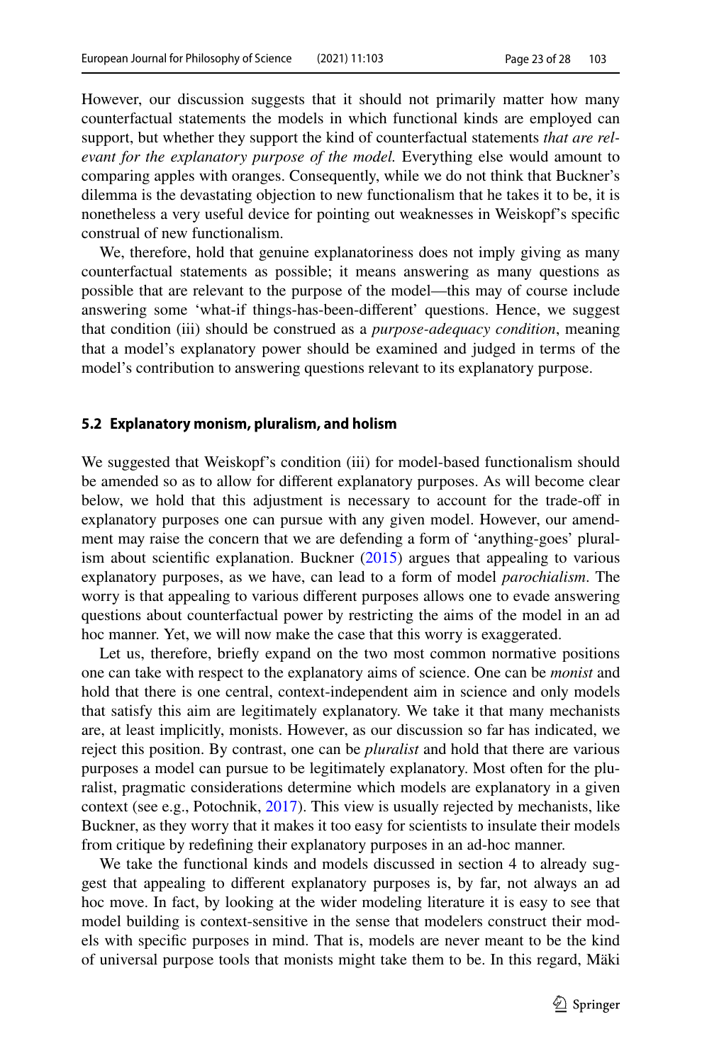However, our discussion suggests that it should not primarily matter how many counterfactual statements the models in which functional kinds are employed can support, but whether they support the kind of counterfactual statements *that are relevant for the explanatory purpose of the model.* Everything else would amount to comparing apples with oranges. Consequently, while we do not think that Buckner's dilemma is the devastating objection to new functionalism that he takes it to be, it is nonetheless a very useful device for pointing out weaknesses in Weiskopf's specific construal of new functionalism.

We, therefore, hold that genuine explanatoriness does not imply giving as many counterfactual statements as possible; it means answering as many questions as possible that are relevant to the purpose of the model—this may of course include answering some 'what-if things-has-been-different' questions. Hence, we suggest that condition (iii) should be construed as a *purpose-adequacy condition*, meaning that a model's explanatory power should be examined and judged in terms of the model's contribution to answering questions relevant to its explanatory purpose.

### 5.2 Explanatory monism, pluralism, and holism

We suggested that Weiskopf's condition (iii) for model-based functionalism should be amended so as to allow for different explanatory purposes. As will become clear below, we hold that this adjustment is necessary to account for the trade-off in explanatory purposes one can pursue with any given model. However, our amendment may raise the concern that we are defending a form of 'anything-goes' pluralism about scientific explanation. Buckner (2015) argues that appealing to various explanatory purposes, as we have, can lead to a form of model *parochialism*. The worry is that appealing to various different purposes allows one to evade answering questions about counterfactual power by restricting the aims of the model in an ad hoc manner. Yet, we will now make the case that this worry is exaggerated.

Let us, therefore, briefly expand on the two most common normative positions one can take with respect to the explanatory aims of science. One can be *monist* and hold that there is one central, context-independent aim in science and only models that satisfy this aim are legitimately explanatory. We take it that many mechanists are, at least implicitly, monists. However, as our discussion so far has indicated, we reject this position. By contrast, one can be *pluralist* and hold that there are various purposes a model can pursue to be legitimately explanatory. Most often for the pluralist, pragmatic considerations determine which models are explanatory in a given context (see e.g., Potochnik, 2017). This view is usually rejected by mechanists, like Buckner, as they worry that it makes it too easy for scientists to insulate their models from critique by redefining their explanatory purposes in an ad-hoc manner.

We take the functional kinds and models discussed in section 4 to already suggest that appealing to different explanatory purposes is, by far, not always an ad hoc move. In fact, by looking at the wider modeling literature it is easy to see that model building is context-sensitive in the sense that modelers construct their models with specific purposes in mind. That is, models are never meant to be the kind of universal purpose tools that monists might take them to be. In this regard, Mäki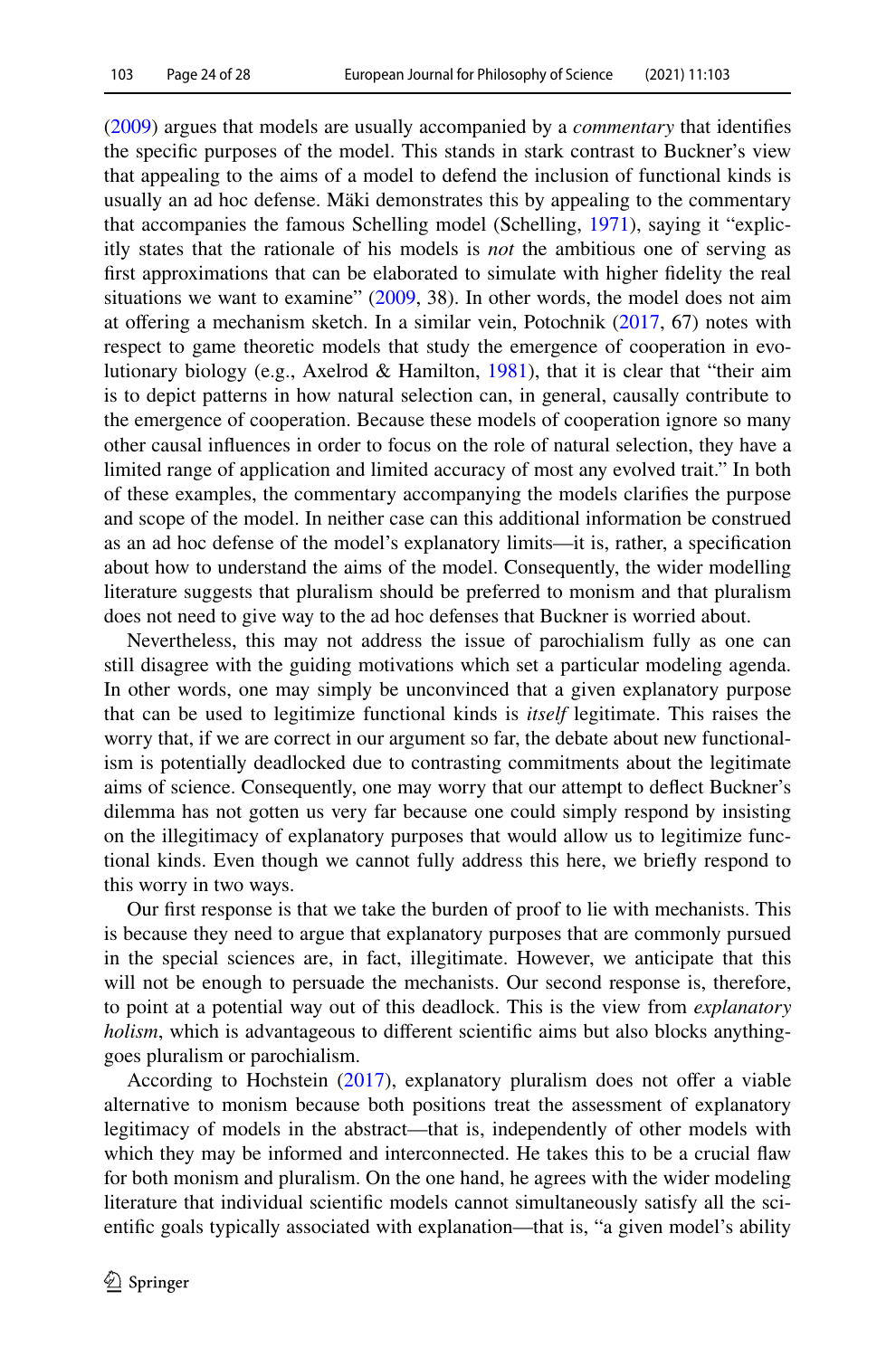(2009) argues that models are usually accompanied by a *commentary* that identifies the specific purposes of the model. This stands in stark contrast to Buckner's view that appealing to the aims of a model to defend the inclusion of functional kinds is usually an ad hoc defense. Mäki demonstrates this by appealing to the commentary that accompanies the famous Schelling model (Schelling, 1971), saying it "explicitly states that the rationale of his models is *not* the ambitious one of serving as first approximations that can be elaborated to simulate with higher fidelity the real situations we want to examine" (2009, 38). In other words, the model does not aim at offering a mechanism sketch. In a similar vein, Potochnik (2017, 67) notes with respect to game theoretic models that study the emergence of cooperation in evolutionary biology (e.g., Axelrod & Hamilton, 1981), that it is clear that "their aim is to depict patterns in how natural selection can, in general, causally contribute to the emergence of cooperation. Because these models of cooperation ignore so many other causal influences in order to focus on the role of natural selection, they have a limited range of application and limited accuracy of most any evolved trait." In both of these examples, the commentary accompanying the models clarifies the purpose and scope of the model. In neither case can this additional information be construed as an ad hoc defense of the model's explanatory limits—it is, rather, a specification about how to understand the aims of the model. Consequently, the wider modelling literature suggests that pluralism should be preferred to monism and that pluralism does not need to give way to the ad hoc defenses that Buckner is worried about.

Nevertheless, this may not address the issue of parochialism fully as one can still disagree with the guiding motivations which set a particular modeling agenda. In other words, one may simply be unconvinced that a given explanatory purpose that can be used to legitimize functional kinds is *itself* legitimate. This raises the worry that, if we are correct in our argument so far, the debate about new functionalism is potentially deadlocked due to contrasting commitments about the legitimate aims of science. Consequently, one may worry that our attempt to deflect Buckner's dilemma has not gotten us very far because one could simply respond by insisting on the illegitimacy of explanatory purposes that would allow us to legitimize functional kinds. Even though we cannot fully address this here, we briefly respond to this worry in two ways.

Our first response is that we take the burden of proof to lie with mechanists. This is because they need to argue that explanatory purposes that are commonly pursued in the special sciences are, in fact, illegitimate. However, we anticipate that this will not be enough to persuade the mechanists. Our second response is, therefore, to point at a potential way out of this deadlock. This is the view from *explanatory holism*, which is advantageous to different scientific aims but also blocks anything-goes pluralism or parochialism.

According to Hochstein (2017), explanatory pluralism does not offer a viable alternative to monism because both positions treat the assessment of explanatory legitimacy of models in the abstract—that is, independently of other models with which they may be informed and interconnected. He takes this to be a crucial flaw for both monism and pluralism. On the one hand, he agrees with the wider modeling literature that individual scientific models cannot simultaneously satisfy all the scientific goals typically associated with explanation—that is, "a given model's ability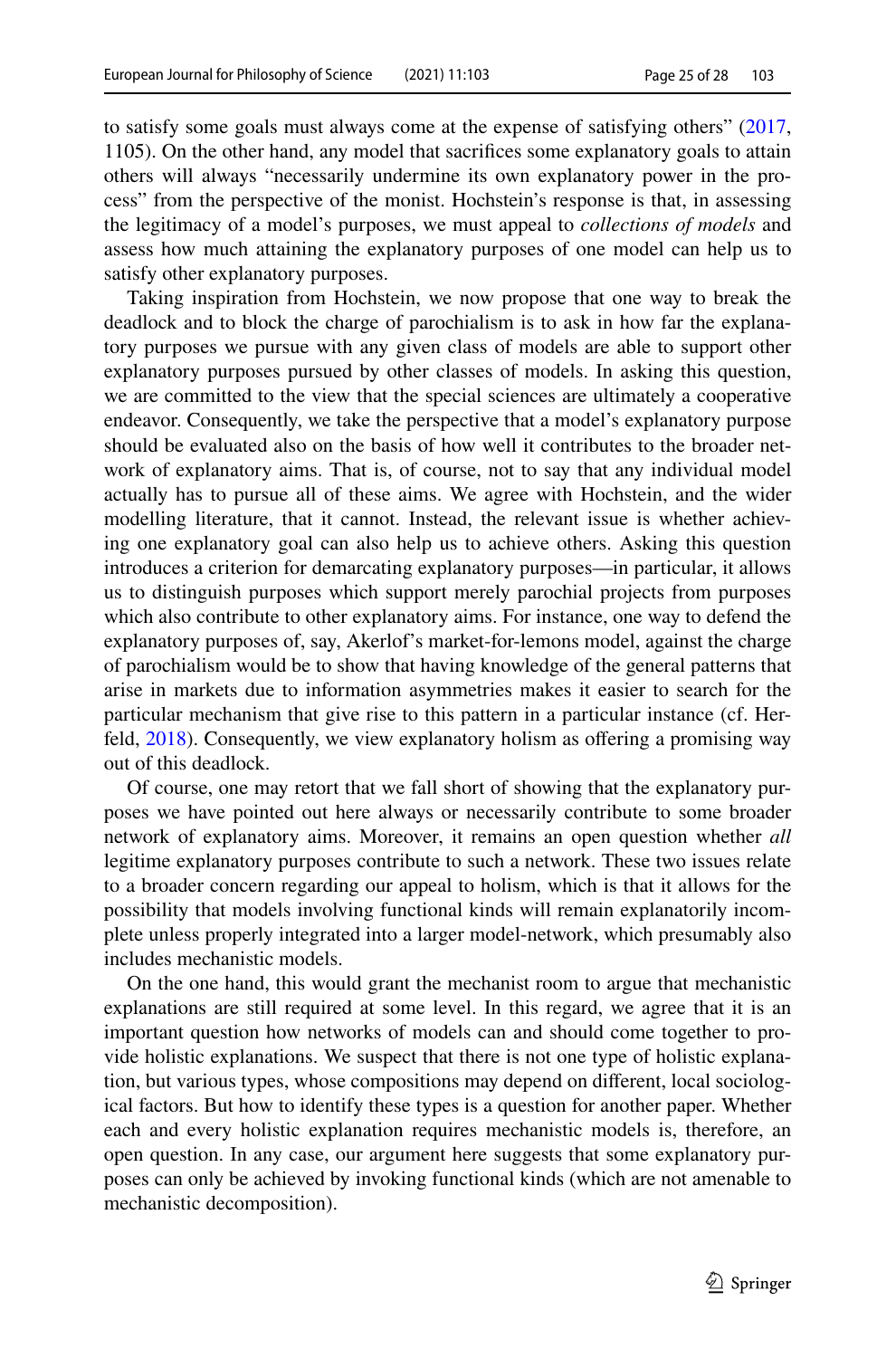to satisfy some goals must always come at the expense of satisfying others" (2017, 1105). On the other hand, any model that sacrifices some explanatory goals to attain others will always "necessarily undermine its own explanatory power in the process" from the perspective of the monist. Hochstein's response is that, in assessing the legitimacy of a model's purposes, we must appeal to *collections of models* and assess how much attaining the explanatory purposes of one model can help us to satisfy other explanatory purposes.

Taking inspiration from Hochstein, we now propose that one way to break the deadlock and to block the charge of parochialism is to ask in how far the explanatory purposes we pursue with any given class of models are able to support other explanatory purposes pursued by other classes of models. In asking this question, we are committed to the view that the special sciences are ultimately a cooperative endeavor. Consequently, we take the perspective that a model's explanatory purpose should be evaluated also on the basis of how well it contributes to the broader network of explanatory aims. That is, of course, not to say that any individual model actually has to pursue all of these aims. We agree with Hochstein, and the wider modelling literature, that it cannot. Instead, the relevant issue is whether achieving one explanatory goal can also help us to achieve others. Asking this question introduces a criterion for demarcating explanatory purposes—in particular, it allows us to distinguish purposes which support merely parochial projects from purposes which also contribute to other explanatory aims. For instance, one way to defend the explanatory purposes of, say, Akerlof's market-for-lemons model, against the charge of parochialism would be to show that having knowledge of the general patterns that arise in markets due to information asymmetries makes it easier to search for the particular mechanism that give rise to this pattern in a particular instance (cf. Herfeld, 2018). Consequently, we view explanatory holism as offering a promising way out of this deadlock.

Of course, one may retort that we fall short of showing that the explanatory purposes we have pointed out here always or necessarily contribute to some broader network of explanatory aims. Moreover, it remains an open question whether *all* legitime explanatory purposes contribute to such a network. These two issues relate to a broader concern regarding our appeal to holism, which is that it allows for the possibility that models involving functional kinds will remain explanatorily incomplete unless properly integrated into a larger model-network, which presumably also includes mechanistic models.

On the one hand, this would grant the mechanist room to argue that mechanistic explanations are still required at some level. In this regard, we agree that it is an important question how networks of models can and should come together to provide holistic explanations. We suspect that there is not one type of holistic explanation, but various types, whose compositions may depend on different, local sociological factors. But how to identify these types is a question for another paper. Whether each and every holistic explanation requires mechanistic models is, therefore, an open question. In any case, our argument here suggests that some explanatory purposes can only be achieved by invoking functional kinds (which are not amenable to mechanistic decomposition).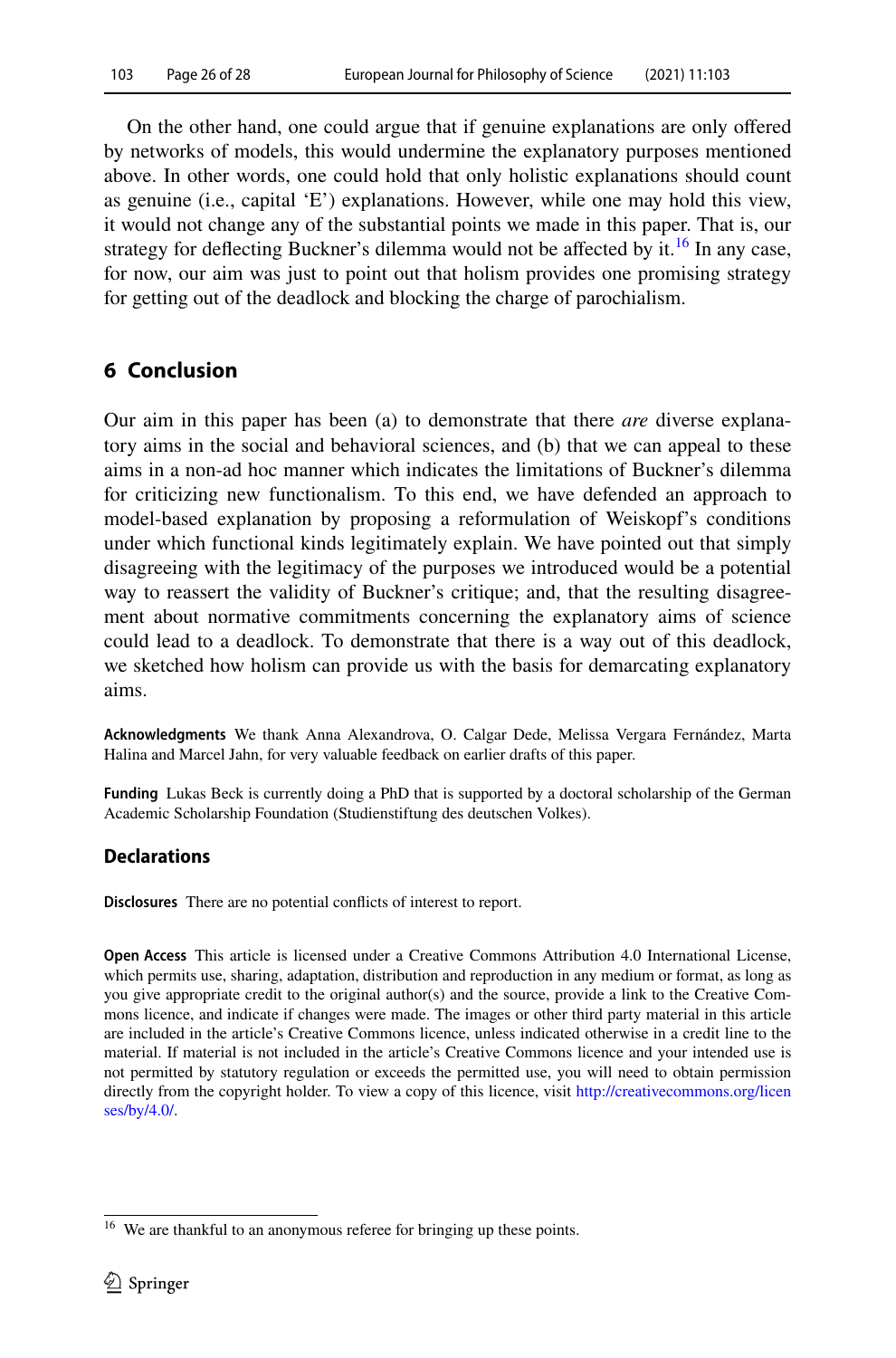On the other hand, one could argue that if genuine explanations are only offered by networks of models, this would undermine the explanatory purposes mentioned above. In other words, one could hold that only holistic explanations should count as genuine (i.e., capital 'E') explanations. However, while one may hold this view, it would not change any of the substantial points we made in this paper. That is, our strategy for deflecting Buckner's dilemma would not be affected by it.[16] In any case, for now, our aim was just to point out that holism provides one promising strategy for getting out of the deadlock and blocking the charge of parochialism.

## 6 Conclusion

Our aim in this paper has been (a) to demonstrate that there *are* diverse explanatory aims in the social and behavioral sciences, and (b) that we can appeal to these aims in a non-ad hoc manner which indicates the limitations of Buckner's dilemma for criticizing new functionalism. To this end, we have defended an approach to model-based explanation by proposing a reformulation of Weiskopf's conditions under which functional kinds legitimately explain. We have pointed out that simply disagreeing with the legitimacy of the purposes we introduced would be a potential way to reassert the validity of Buckner's critique; and, that the resulting disagreement about normative commitments concerning the explanatory aims of science could lead to a deadlock. To demonstrate that there is a way out of this deadlock, we sketched how holism can provide us with the basis for demarcating explanatory aims.

**Acknowledgments** We thank Anna Alexandrova, O. Calgar Dede, Melissa Vergara Fernández, Marta Halina and Marcel Jahn, for very valuable feedback on earlier drafts of this paper.

**Funding** Lukas Beck is currently doing a PhD that is supported by a doctoral scholarship of the German Academic Scholarship Foundation (Studienstiftung des deutschen Volkes).

### Declarations

**Disclosures** There are no potential conflicts of interest to report.

**Open Access** This article is licensed under a Creative Commons Attribution 4.0 International License, which permits use, sharing, adaptation, distribution and reproduction in any medium or format, as long as you give appropriate credit to the original author(s) and the source, provide a link to the Creative Commons licence, and indicate if changes were made. The images or other third party material in this article are included in the article's Creative Commons licence, unless indicated otherwise in a credit line to the material. If material is not included in the article's Creative Commons licence and your intended use is not permitted by statutory regulation or exceeds the permitted use, you will need to obtain permission directly from the copyright holder. To view a copy of this licence, visit http://creativecommons.org/licenses/by/4.0/.

[16] We are thankful to an anonymous referee for bringing up these points.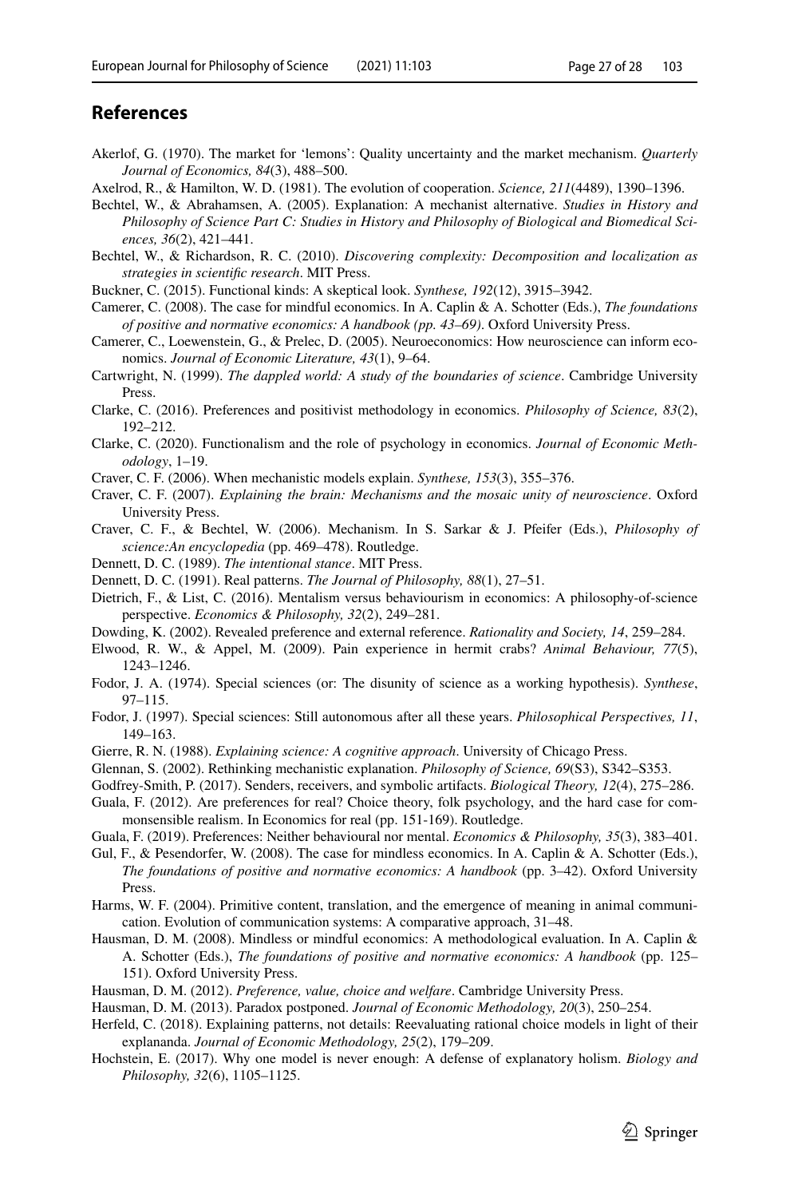## References

Akerlof, G. (1970). The market for 'lemons': Quality uncertainty and the market mechanism. *Quarterly Journal of Economics, 84*(3), 488–500.

Axelrod, R., & Hamilton, W. D. (1981). The evolution of cooperation. *Science, 211*(4489), 1390–1396.

Bechtel, W., & Abrahamsen, A. (2005). Explanation: A mechanist alternative. *Studies in History and Philosophy of Science Part C: Studies in History and Philosophy of Biological and Biomedical Sciences, 36*(2), 421–441.

Bechtel, W., & Richardson, R. C. (2010). *Discovering complexity: Decomposition and localization as strategies in scientific research*. MIT Press.

Buckner, C. (2015). Functional kinds: A skeptical look. *Synthese, 192*(12), 3915–3942.

Camerer, C. (2008). The case for mindful economics. In A. Caplin & A. Schotter (Eds.), *The foundations of positive and normative economics: A handbook (pp. 43–69)*. Oxford University Press.

Camerer, C., Loewenstein, G., & Prelec, D. (2005). Neuroeconomics: How neuroscience can inform economics. *Journal of Economic Literature, 43*(1), 9–64.

Cartwright, N. (1999). *The dappled world: A study of the boundaries of science*. Cambridge University Press.

Clarke, C. (2016). Preferences and positivist methodology in economics. *Philosophy of Science, 83*(2), 192–212.

Clarke, C. (2020). Functionalism and the role of psychology in economics. *Journal of Economic Methodology*, 1–19.

Craver, C. F. (2006). When mechanistic models explain. *Synthese, 153*(3), 355–376.

Craver, C. F. (2007). *Explaining the brain: Mechanisms and the mosaic unity of neuroscience*. Oxford University Press.

Craver, C. F., & Bechtel, W. (2006). Mechanism. In S. Sarkar & J. Pfeifer (Eds.), *Philosophy of science:An encyclopedia* (pp. 469–478). Routledge.

Dennett, D. C. (1989). *The intentional stance*. MIT Press.

Dennett, D. C. (1991). Real patterns. *The Journal of Philosophy, 88*(1), 27–51.

Dietrich, F., & List, C. (2016). Mentalism versus behaviourism in economics: A philosophy-of-science perspective. *Economics & Philosophy, 32*(2), 249–281.

Dowding, K. (2002). Revealed preference and external reference. *Rationality and Society, 14*, 259–284.

Elwood, R. W., & Appel, M. (2009). Pain experience in hermit crabs? *Animal Behaviour, 77*(5), 1243–1246.

Fodor, J. A. (1974). Special sciences (or: The disunity of science as a working hypothesis). *Synthese*, 97–115.

Fodor, J. (1997). Special sciences: Still autonomous after all these years. *Philosophical Perspectives, 11*, 149–163.

Gierre, R. N. (1988). *Explaining science: A cognitive approach*. University of Chicago Press.

Glennan, S. (2002). Rethinking mechanistic explanation. *Philosophy of Science, 69*(S3), S342–S353.

Godfrey-Smith, P. (2017). Senders, receivers, and symbolic artifacts. *Biological Theory, 12*(4), 275–286.

Guala, F. (2012). Are preferences for real? Choice theory, folk psychology, and the hard case for commonsensible realism. In Economics for real (pp. 151-169). Routledge.

Guala, F. (2019). Preferences: Neither behavioural nor mental. *Economics & Philosophy, 35*(3), 383–401.

Gul, F., & Pesendorfer, W. (2008). The case for mindless economics. In A. Caplin & A. Schotter (Eds.), *The foundations of positive and normative economics: A handbook* (pp. 3–42). Oxford University Press.

Harms, W. F. (2004). Primitive content, translation, and the emergence of meaning in animal communication. Evolution of communication systems: A comparative approach, 31–48.

Hausman, D. M. (2008). Mindless or mindful economics: A methodological evaluation. In A. Caplin & A. Schotter (Eds.), *The foundations of positive and normative economics: A handbook* (pp. 125–151). Oxford University Press.

Hausman, D. M. (2012). *Preference, value, choice and welfare*. Cambridge University Press.

Hausman, D. M. (2013). Paradox postponed. *Journal of Economic Methodology, 20*(3), 250–254.

Herfeld, C. (2018). Explaining patterns, not details: Reevaluating rational choice models in light of their explananda. *Journal of Economic Methodology, 25*(2), 179–209.

Hochstein, E. (2017). Why one model is never enough: A defense of explanatory holism. *Biology and Philosophy, 32*(6), 1105–1125.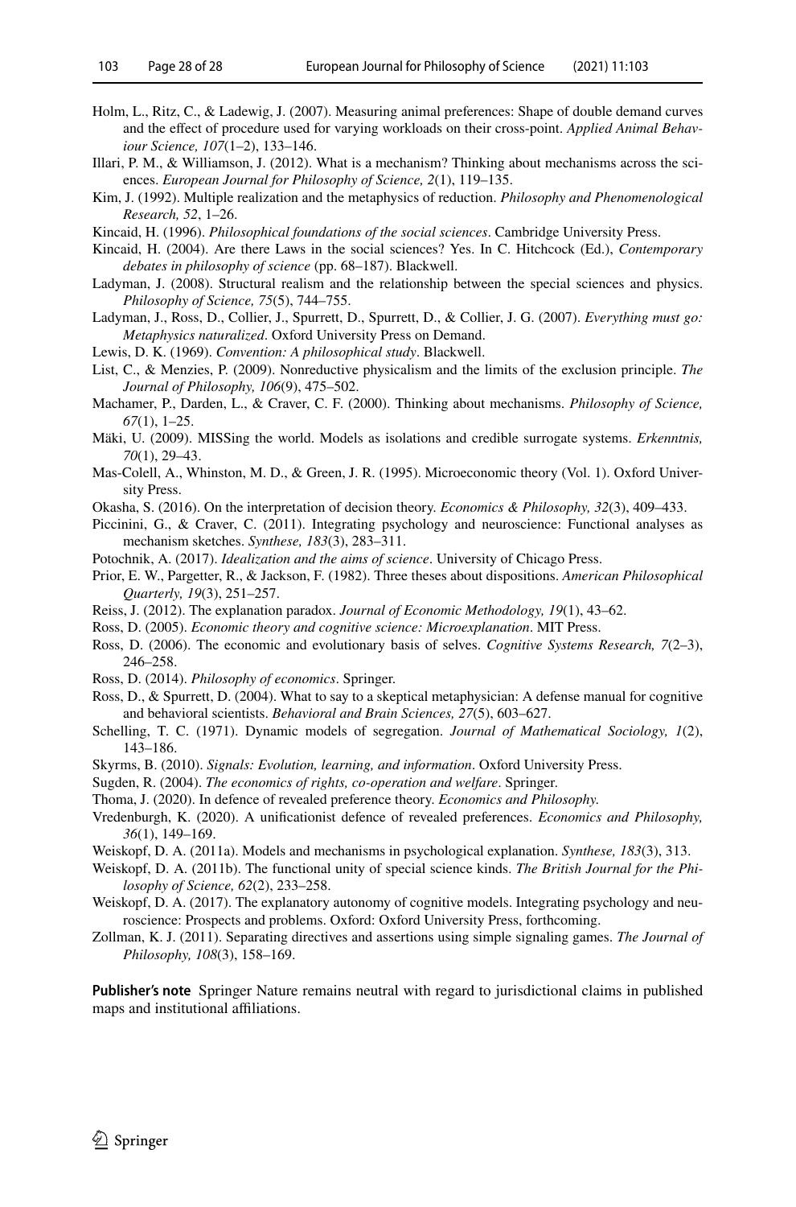Holm, L., Ritz, C., & Ladewig, J. (2007). Measuring animal preferences: Shape of double demand curves and the effect of procedure used for varying workloads on their cross-point. *Applied Animal Behaviour Science, 107*(1–2), 133–146.

Illari, P. M., & Williamson, J. (2012). What is a mechanism? Thinking about mechanisms across the sciences. *European Journal for Philosophy of Science, 2*(1), 119–135.

Kim, J. (1992). Multiple realization and the metaphysics of reduction. *Philosophy and Phenomenological Research, 52*, 1–26.

Kincaid, H. (1996). *Philosophical foundations of the social sciences*. Cambridge University Press.

Kincaid, H. (2004). Are there Laws in the social sciences? Yes. In C. Hitchcock (Ed.), *Contemporary debates in philosophy of science* (pp. 68–187). Blackwell.

Ladyman, J. (2008). Structural realism and the relationship between the special sciences and physics. *Philosophy of Science, 75*(5), 744–755.

Ladyman, J., Ross, D., Collier, J., Spurrett, D., Spurrett, D., & Collier, J. G. (2007). *Everything must go: Metaphysics naturalized*. Oxford University Press on Demand.

Lewis, D. K. (1969). *Convention: A philosophical study*. Blackwell.

List, C., & Menzies, P. (2009). Nonreductive physicalism and the limits of the exclusion principle. *The Journal of Philosophy, 106*(9), 475–502.

Machamer, P., Darden, L., & Craver, C. F. (2000). Thinking about mechanisms. *Philosophy of Science, 67*(1), 1–25.

Mäki, U. (2009). MISSing the world. Models as isolations and credible surrogate systems. *Erkenntnis, 70*(1), 29–43.

Mas-Colell, A., Whinston, M. D., & Green, J. R. (1995). Microeconomic theory (Vol. 1). Oxford University Press.

Okasha, S. (2016). On the interpretation of decision theory. *Economics & Philosophy, 32*(3), 409–433.

Piccinini, G., & Craver, C. (2011). Integrating psychology and neuroscience: Functional analyses as mechanism sketches. *Synthese, 183*(3), 283–311.

Potochnik, A. (2017). *Idealization and the aims of science*. University of Chicago Press.

Prior, E. W., Pargetter, R., & Jackson, F. (1982). Three theses about dispositions. *American Philosophical Quarterly, 19*(3), 251–257.

Reiss, J. (2012). The explanation paradox. *Journal of Economic Methodology, 19*(1), 43–62.

Ross, D. (2005). *Economic theory and cognitive science: Microexplanation*. MIT Press.

Ross, D. (2006). The economic and evolutionary basis of selves. *Cognitive Systems Research, 7*(2–3), 246–258.

Ross, D. (2014). *Philosophy of economics*. Springer.

Ross, D., & Spurrett, D. (2004). What to say to a skeptical metaphysician: A defense manual for cognitive and behavioral scientists. *Behavioral and Brain Sciences, 27*(5), 603–627.

Schelling, T. C. (1971). Dynamic models of segregation. *Journal of Mathematical Sociology, 1*(2), 143–186.

Skyrms, B. (2010). *Signals: Evolution, learning, and information*. Oxford University Press.

Sugden, R. (2004). *The economics of rights, co-operation and welfare*. Springer.

Thoma, J. (2020). In defence of revealed preference theory. *Economics and Philosophy.*

Vredenburgh, K. (2020). A unificationist defence of revealed preferences. *Economics and Philosophy, 36*(1), 149–169.

Weiskopf, D. A. (2011a). Models and mechanisms in psychological explanation. *Synthese, 183*(3), 313.

Weiskopf, D. A. (2011b). The functional unity of special science kinds. *The British Journal for the Philosophy of Science, 62*(2), 233–258.

Weiskopf, D. A. (2017). The explanatory autonomy of cognitive models. Integrating psychology and neuroscience: Prospects and problems. Oxford: Oxford University Press, forthcoming.

Zollman, K. J. (2011). Separating directives and assertions using simple signaling games. *The Journal of Philosophy, 108*(3), 158–169.

**Publisher's note** Springer Nature remains neutral with regard to jurisdictional claims in published maps and institutional affiliations.